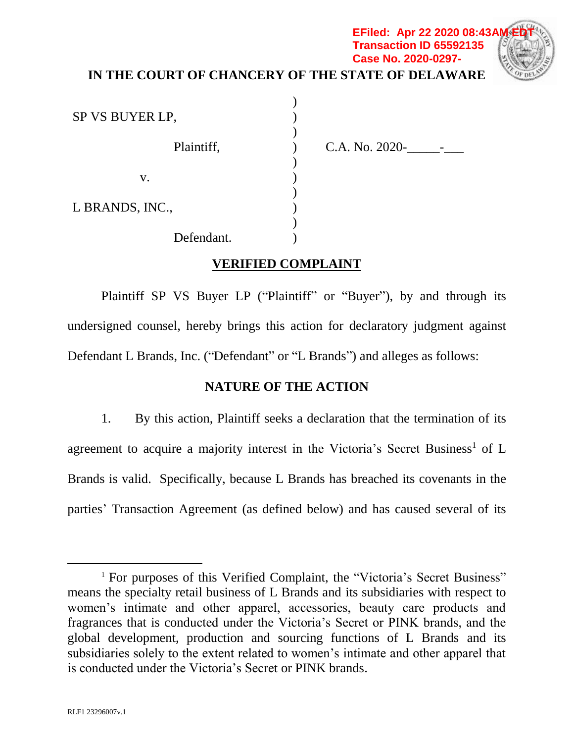EFiled: Apr 22 2020 08:43AM EDT
Transaction ID 65592135
Case No. 2020-0297-

**IN THE COURT OF CHANCERY OF THE STATE OF DELAWARE**

| | | |
|---|---|---|
| SP VS BUYER LP, | ) | |
| Plaintiff, | ) | C.A. No. 2020-\_\_\_\_\_-\_\_\_ |
| v. | ) | |
| L BRANDS, INC., | ) | |
| Defendant. | ) | |

**VERIFIED COMPLAINT**

Plaintiff SP VS Buyer LP ("Plaintiff" or "Buyer"), by and through its undersigned counsel, hereby brings this action for declaratory judgment against Defendant L Brands, Inc. ("Defendant" or "L Brands") and alleges as follows:

## NATURE OF THE ACTION

1. By this action, Plaintiff seeks a declaration that the termination of its agreement to acquire a majority interest in the Victoria's Secret Business[1] of L Brands is valid. Specifically, because L Brands has breached its covenants in the parties' Transaction Agreement (as defined below) and has caused several of its

[1] For purposes of this Verified Complaint, the "Victoria's Secret Business" means the specialty retail business of L Brands and its subsidiaries with respect to women's intimate and other apparel, accessories, beauty care products and fragrances that is conducted under the Victoria's Secret or PINK brands, and the global development, production and sourcing functions of L Brands and its subsidiaries solely to the extent related to women's intimate and other apparel that is conducted under the Victoria's Secret or PINK brands.

RLF1 23296007v.1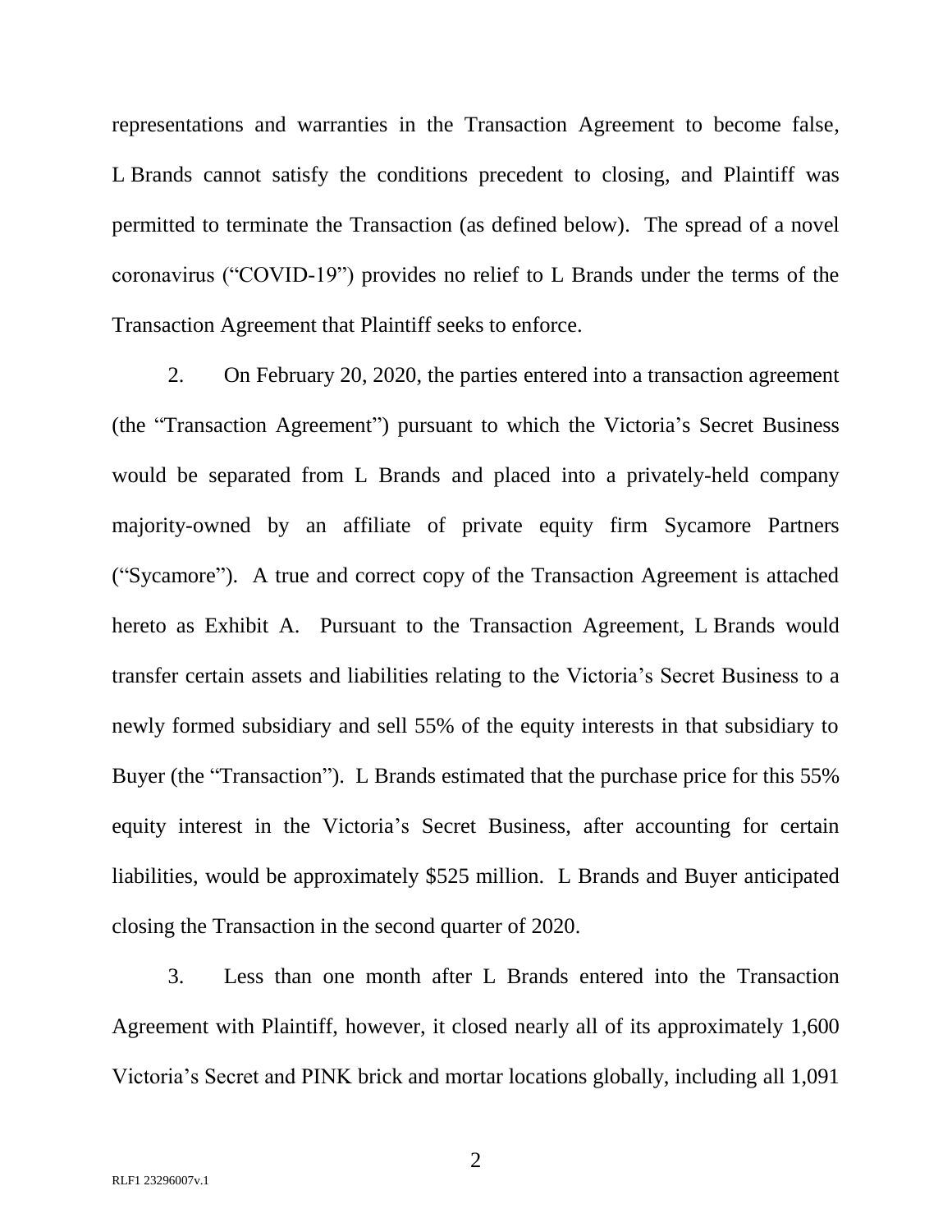representations and warranties in the Transaction Agreement to become false, L Brands cannot satisfy the conditions precedent to closing, and Plaintiff was permitted to terminate the Transaction (as defined below). The spread of a novel coronavirus ("COVID-19") provides no relief to L Brands under the terms of the Transaction Agreement that Plaintiff seeks to enforce.

2. On February 20, 2020, the parties entered into a transaction agreement (the "Transaction Agreement") pursuant to which the Victoria's Secret Business would be separated from L Brands and placed into a privately-held company majority-owned by an affiliate of private equity firm Sycamore Partners ("Sycamore"). A true and correct copy of the Transaction Agreement is attached hereto as Exhibit A. Pursuant to the Transaction Agreement, L Brands would transfer certain assets and liabilities relating to the Victoria's Secret Business to a newly formed subsidiary and sell 55% of the equity interests in that subsidiary to Buyer (the "Transaction"). L Brands estimated that the purchase price for this 55% equity interest in the Victoria's Secret Business, after accounting for certain liabilities, would be approximately $525 million. L Brands and Buyer anticipated closing the Transaction in the second quarter of 2020.

3. Less than one month after L Brands entered into the Transaction Agreement with Plaintiff, however, it closed nearly all of its approximately 1,600 Victoria's Secret and PINK brick and mortar locations globally, including all 1,091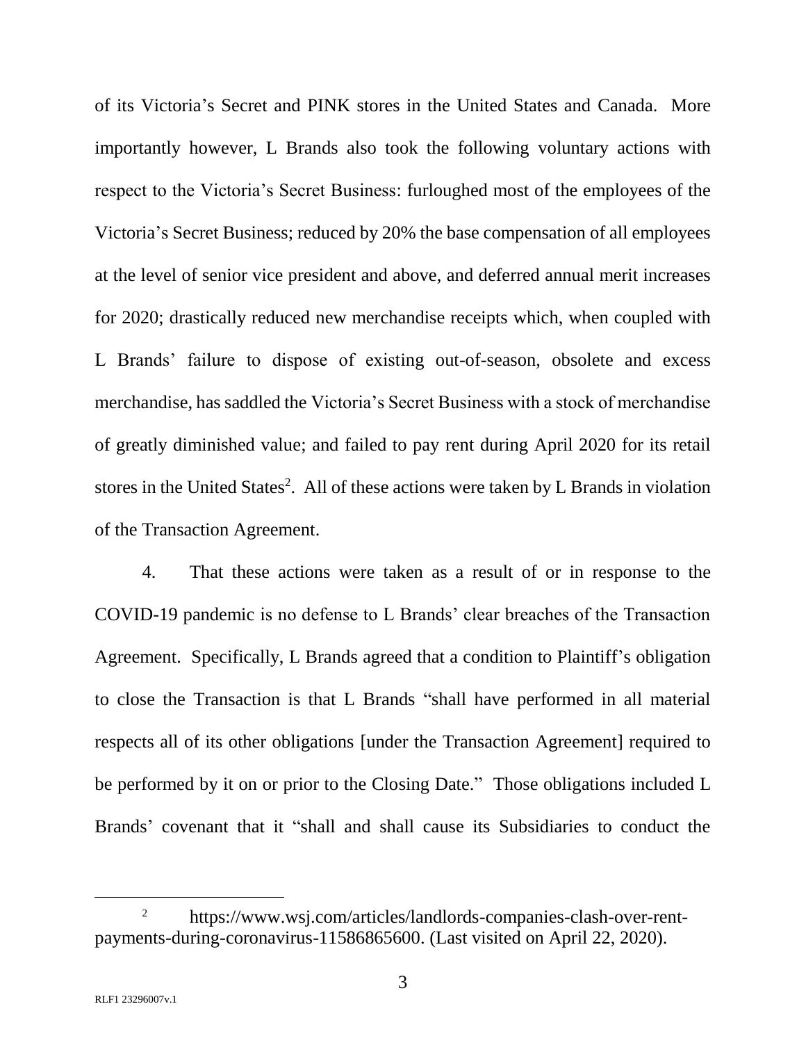of its Victoria's Secret and PINK stores in the United States and Canada. More importantly however, L Brands also took the following voluntary actions with respect to the Victoria's Secret Business: furloughed most of the employees of the Victoria's Secret Business; reduced by 20% the base compensation of all employees at the level of senior vice president and above, and deferred annual merit increases for 2020; drastically reduced new merchandise receipts which, when coupled with L Brands' failure to dispose of existing out-of-season, obsolete and excess merchandise, has saddled the Victoria's Secret Business with a stock of merchandise of greatly diminished value; and failed to pay rent during April 2020 for its retail stores in the United States[2]. All of these actions were taken by L Brands in violation of the Transaction Agreement.

4. That these actions were taken as a result of or in response to the COVID-19 pandemic is no defense to L Brands' clear breaches of the Transaction Agreement. Specifically, L Brands agreed that a condition to Plaintiff's obligation to close the Transaction is that L Brands "shall have performed in all material respects all of its other obligations [under the Transaction Agreement] required to be performed by it on or prior to the Closing Date." Those obligations included L Brands' covenant that it "shall and shall cause its Subsidiaries to conduct the

---

[2] https://www.wsj.com/articles/landlords-companies-clash-over-rent-payments-during-coronavirus-11586865600. (Last visited on April 22, 2020).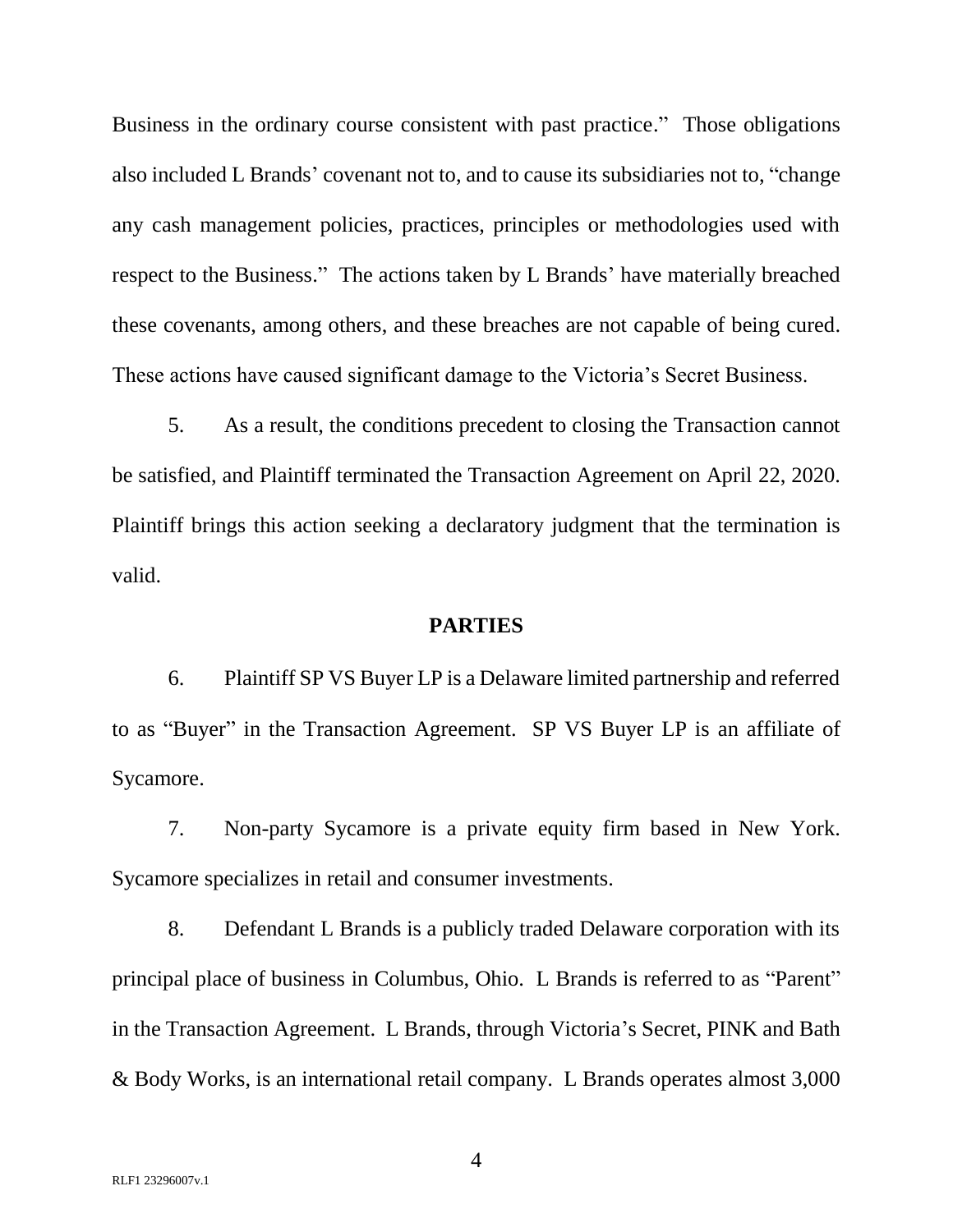Business in the ordinary course consistent with past practice." Those obligations also included L Brands' covenant not to, and to cause its subsidiaries not to, "change any cash management policies, practices, principles or methodologies used with respect to the Business." The actions taken by L Brands' have materially breached these covenants, among others, and these breaches are not capable of being cured. These actions have caused significant damage to the Victoria's Secret Business.

5. As a result, the conditions precedent to closing the Transaction cannot be satisfied, and Plaintiff terminated the Transaction Agreement on April 22, 2020. Plaintiff brings this action seeking a declaratory judgment that the termination is valid.

## PARTIES

6. Plaintiff SP VS Buyer LP is a Delaware limited partnership and referred to as "Buyer" in the Transaction Agreement. SP VS Buyer LP is an affiliate of Sycamore.

7. Non-party Sycamore is a private equity firm based in New York. Sycamore specializes in retail and consumer investments.

8. Defendant L Brands is a publicly traded Delaware corporation with its principal place of business in Columbus, Ohio. L Brands is referred to as "Parent" in the Transaction Agreement. L Brands, through Victoria's Secret, PINK and Bath & Body Works, is an international retail company. L Brands operates almost 3,000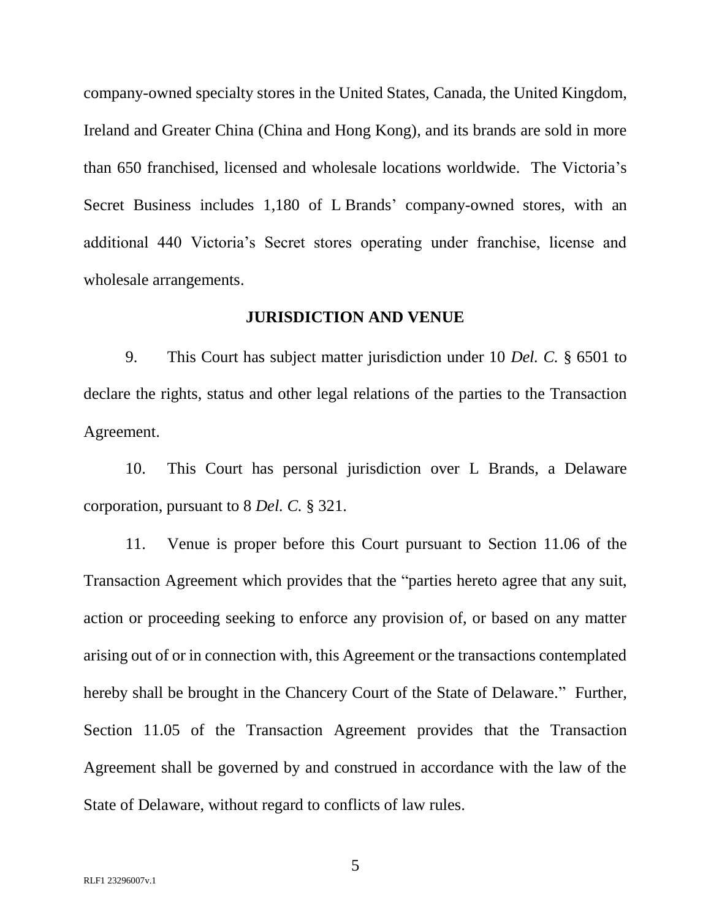company-owned specialty stores in the United States, Canada, the United Kingdom, Ireland and Greater China (China and Hong Kong), and its brands are sold in more than 650 franchised, licensed and wholesale locations worldwide. The Victoria's Secret Business includes 1,180 of L Brands' company-owned stores, with an additional 440 Victoria's Secret stores operating under franchise, license and wholesale arrangements.

## JURISDICTION AND VENUE

9. This Court has subject matter jurisdiction under 10 *Del. C.* § 6501 to declare the rights, status and other legal relations of the parties to the Transaction Agreement.

10. This Court has personal jurisdiction over L Brands, a Delaware corporation, pursuant to 8 *Del. C.* § 321.

11. Venue is proper before this Court pursuant to Section 11.06 of the Transaction Agreement which provides that the "parties hereto agree that any suit, action or proceeding seeking to enforce any provision of, or based on any matter arising out of or in connection with, this Agreement or the transactions contemplated hereby shall be brought in the Chancery Court of the State of Delaware." Further, Section 11.05 of the Transaction Agreement provides that the Transaction Agreement shall be governed by and construed in accordance with the law of the State of Delaware, without regard to conflicts of law rules.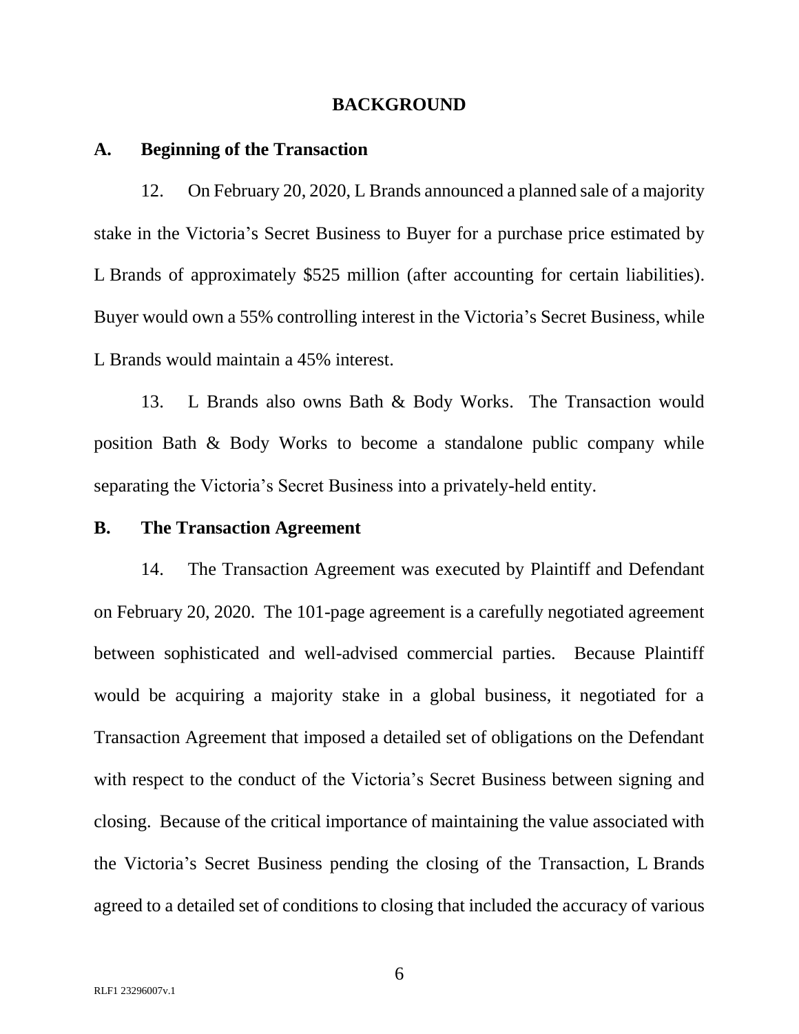## BACKGROUND

### A. Beginning of the Transaction

12. On February 20, 2020, L Brands announced a planned sale of a majority stake in the Victoria's Secret Business to Buyer for a purchase price estimated by L Brands of approximately $525 million (after accounting for certain liabilities). Buyer would own a 55% controlling interest in the Victoria's Secret Business, while L Brands would maintain a 45% interest.

13. L Brands also owns Bath & Body Works. The Transaction would position Bath & Body Works to become a standalone public company while separating the Victoria's Secret Business into a privately-held entity.

### B. The Transaction Agreement

14. The Transaction Agreement was executed by Plaintiff and Defendant on February 20, 2020. The 101-page agreement is a carefully negotiated agreement between sophisticated and well-advised commercial parties. Because Plaintiff would be acquiring a majority stake in a global business, it negotiated for a Transaction Agreement that imposed a detailed set of obligations on the Defendant with respect to the conduct of the Victoria's Secret Business between signing and closing. Because of the critical importance of maintaining the value associated with the Victoria's Secret Business pending the closing of the Transaction, L Brands agreed to a detailed set of conditions to closing that included the accuracy of various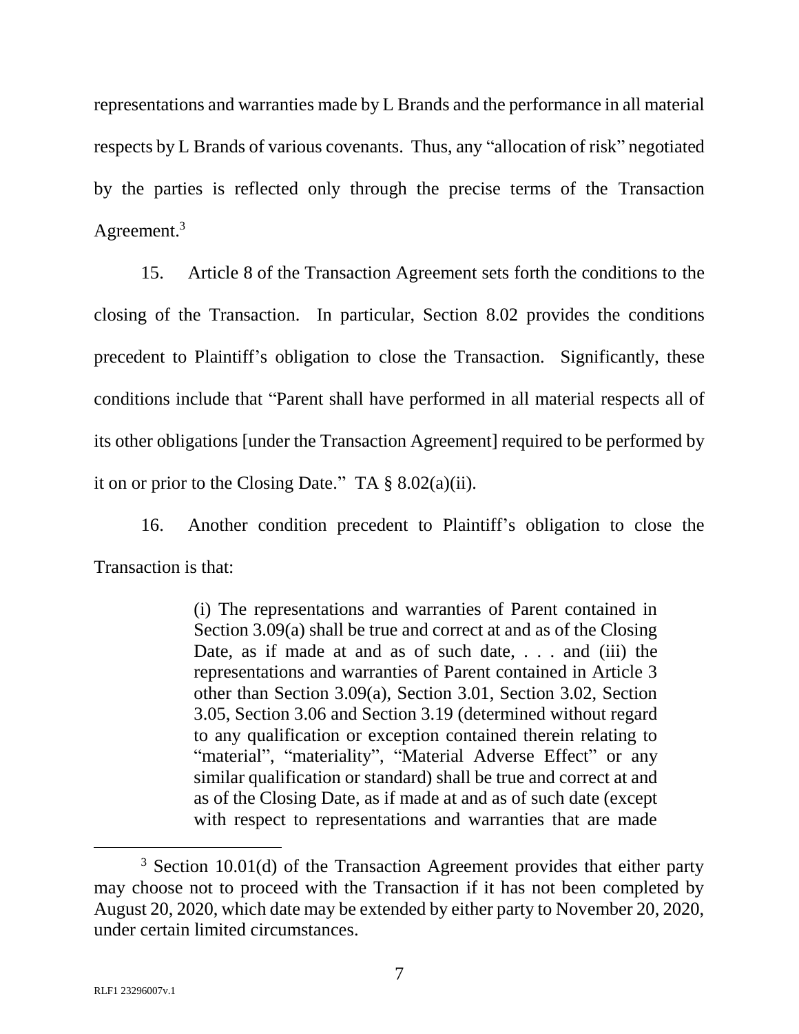representations and warranties made by L Brands and the performance in all material respects by L Brands of various covenants. Thus, any "allocation of risk" negotiated by the parties is reflected only through the precise terms of the Transaction Agreement.[3]

15. Article 8 of the Transaction Agreement sets forth the conditions to the closing of the Transaction. In particular, Section 8.02 provides the conditions precedent to Plaintiff's obligation to close the Transaction. Significantly, these conditions include that "Parent shall have performed in all material respects all of its other obligations [under the Transaction Agreement] required to be performed by it on or prior to the Closing Date." TA § 8.02(a)(ii).

16. Another condition precedent to Plaintiff's obligation to close the Transaction is that:

> (i) The representations and warranties of Parent contained in Section 3.09(a) shall be true and correct at and as of the Closing Date, as if made at and as of such date, . . . and (iii) the representations and warranties of Parent contained in Article 3 other than Section 3.09(a), Section 3.01, Section 3.02, Section 3.05, Section 3.06 and Section 3.19 (determined without regard to any qualification or exception contained therein relating to "material", "materiality", "Material Adverse Effect" or any similar qualification or standard) shall be true and correct at and as of the Closing Date, as if made at and as of such date (except with respect to representations and warranties that are made

---

[3] Section 10.01(d) of the Transaction Agreement provides that either party may choose not to proceed with the Transaction if it has not been completed by August 20, 2020, which date may be extended by either party to November 20, 2020, under certain limited circumstances.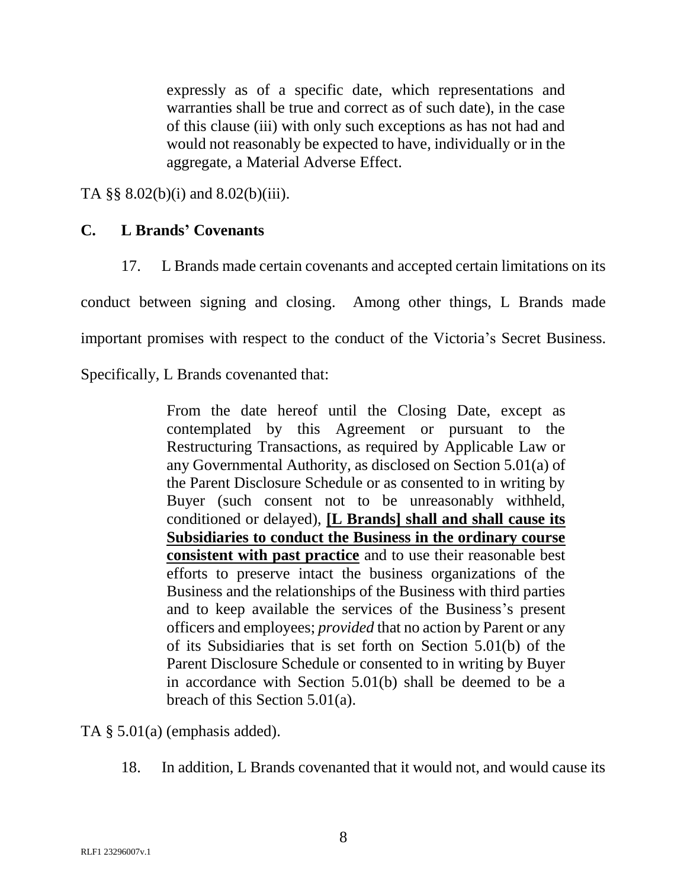> expressly as of a specific date, which representations and warranties shall be true and correct as of such date), in the case of this clause (iii) with only such exceptions as has not had and would not reasonably be expected to have, individually or in the aggregate, a Material Adverse Effect.

TA §§ 8.02(b)(i) and 8.02(b)(iii).

## C. L Brands' Covenants

17. L Brands made certain covenants and accepted certain limitations on its conduct between signing and closing. Among other things, L Brands made important promises with respect to the conduct of the Victoria's Secret Business. Specifically, L Brands covenanted that:

> From the date hereof until the Closing Date, except as contemplated by this Agreement or pursuant to the Restructuring Transactions, as required by Applicable Law or any Governmental Authority, as disclosed on Section 5.01(a) of the Parent Disclosure Schedule or as consented to in writing by Buyer (such consent not to be unreasonably withheld, conditioned or delayed), **<u>[L Brands] shall and shall cause its Subsidiaries to conduct the Business in the ordinary course consistent with past practice</u>** and to use their reasonable best efforts to preserve intact the business organizations of the Business and the relationships of the Business with third parties and to keep available the services of the Business's present officers and employees; *provided* that no action by Parent or any of its Subsidiaries that is set forth on Section 5.01(b) of the Parent Disclosure Schedule or consented to in writing by Buyer in accordance with Section 5.01(b) shall be deemed to be a breach of this Section 5.01(a).

TA § 5.01(a) (emphasis added).

18. In addition, L Brands covenanted that it would not, and would cause its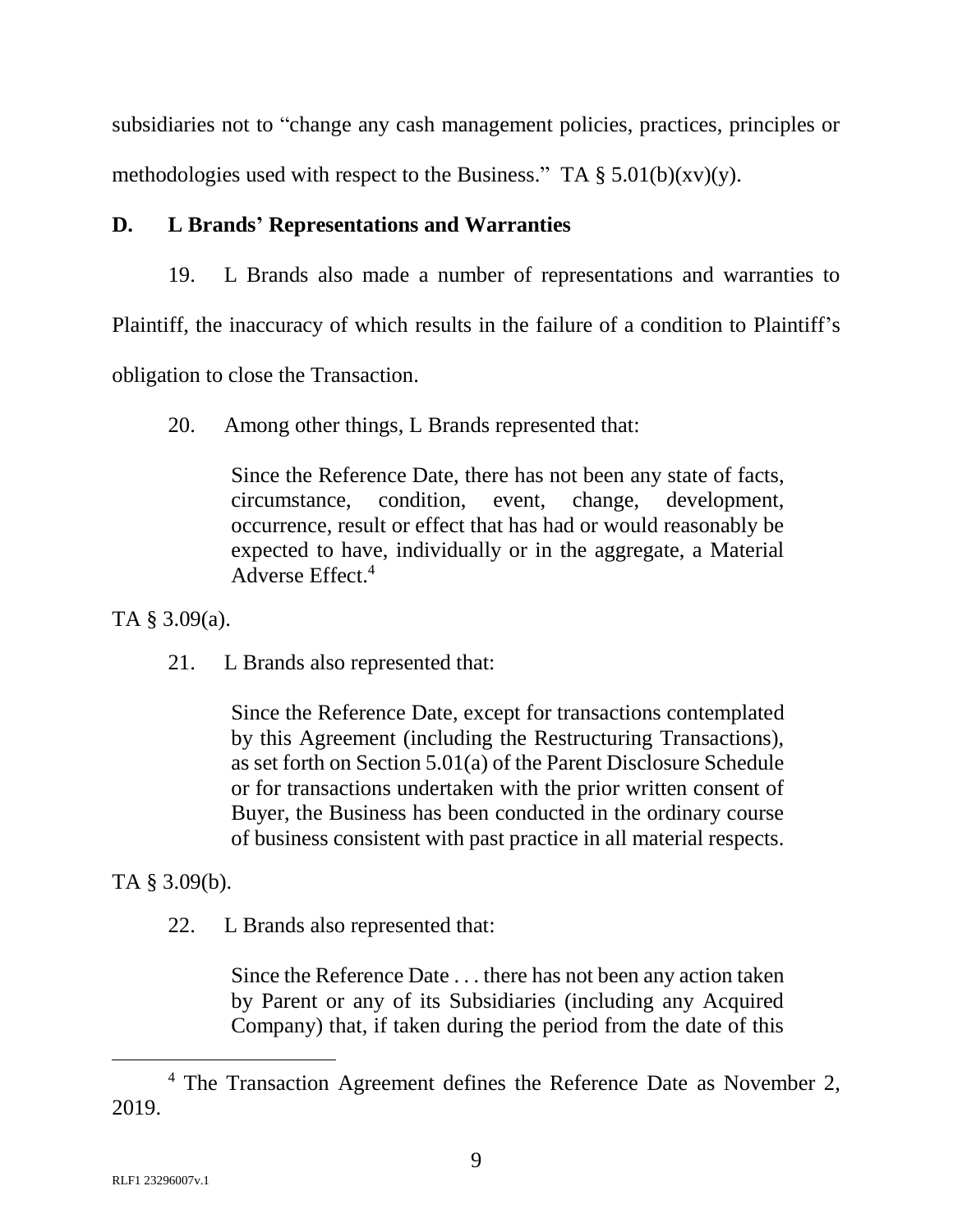subsidiaries not to "change any cash management policies, practices, principles or methodologies used with respect to the Business." TA § 5.01(b)(xv)(y).

### D. L Brands' Representations and Warranties

19. L Brands also made a number of representations and warranties to Plaintiff, the inaccuracy of which results in the failure of a condition to Plaintiff's obligation to close the Transaction.

20. Among other things, L Brands represented that:

> Since the Reference Date, there has not been any state of facts, circumstance, condition, event, change, development, occurrence, result or effect that has had or would reasonably be expected to have, individually or in the aggregate, a Material Adverse Effect.[4]

TA § 3.09(a).

21. L Brands also represented that:

> Since the Reference Date, except for transactions contemplated by this Agreement (including the Restructuring Transactions), as set forth on Section 5.01(a) of the Parent Disclosure Schedule or for transactions undertaken with the prior written consent of Buyer, the Business has been conducted in the ordinary course of business consistent with past practice in all material respects.

TA § 3.09(b).

22. L Brands also represented that:

> Since the Reference Date . . . there has not been any action taken by Parent or any of its Subsidiaries (including any Acquired Company) that, if taken during the period from the date of this

---

[4] The Transaction Agreement defines the Reference Date as November 2, 2019.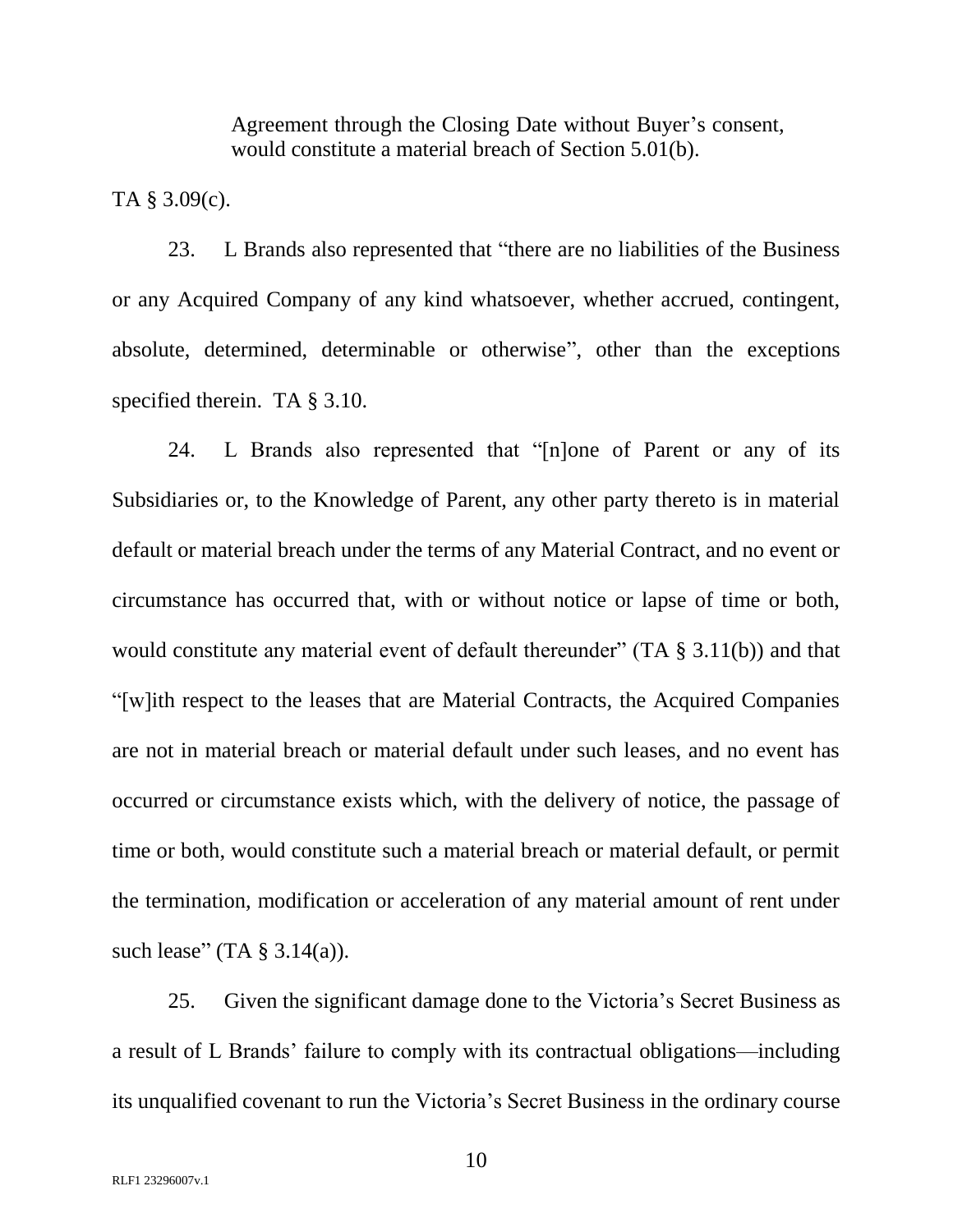> Agreement through the Closing Date without Buyer's consent, would constitute a material breach of Section 5.01(b).

TA § 3.09(c).

23. L Brands also represented that "there are no liabilities of the Business or any Acquired Company of any kind whatsoever, whether accrued, contingent, absolute, determined, determinable or otherwise", other than the exceptions specified therein. TA § 3.10.

24. L Brands also represented that "[n]one of Parent or any of its Subsidiaries or, to the Knowledge of Parent, any other party thereto is in material default or material breach under the terms of any Material Contract, and no event or circumstance has occurred that, with or without notice or lapse of time or both, would constitute any material event of default thereunder" (TA § 3.11(b)) and that "[w]ith respect to the leases that are Material Contracts, the Acquired Companies are not in material breach or material default under such leases, and no event has occurred or circumstance exists which, with the delivery of notice, the passage of time or both, would constitute such a material breach or material default, or permit the termination, modification or acceleration of any material amount of rent under such lease" (TA § 3.14(a)).

25. Given the significant damage done to the Victoria's Secret Business as a result of L Brands' failure to comply with its contractual obligations—including its unqualified covenant to run the Victoria's Secret Business in the ordinary course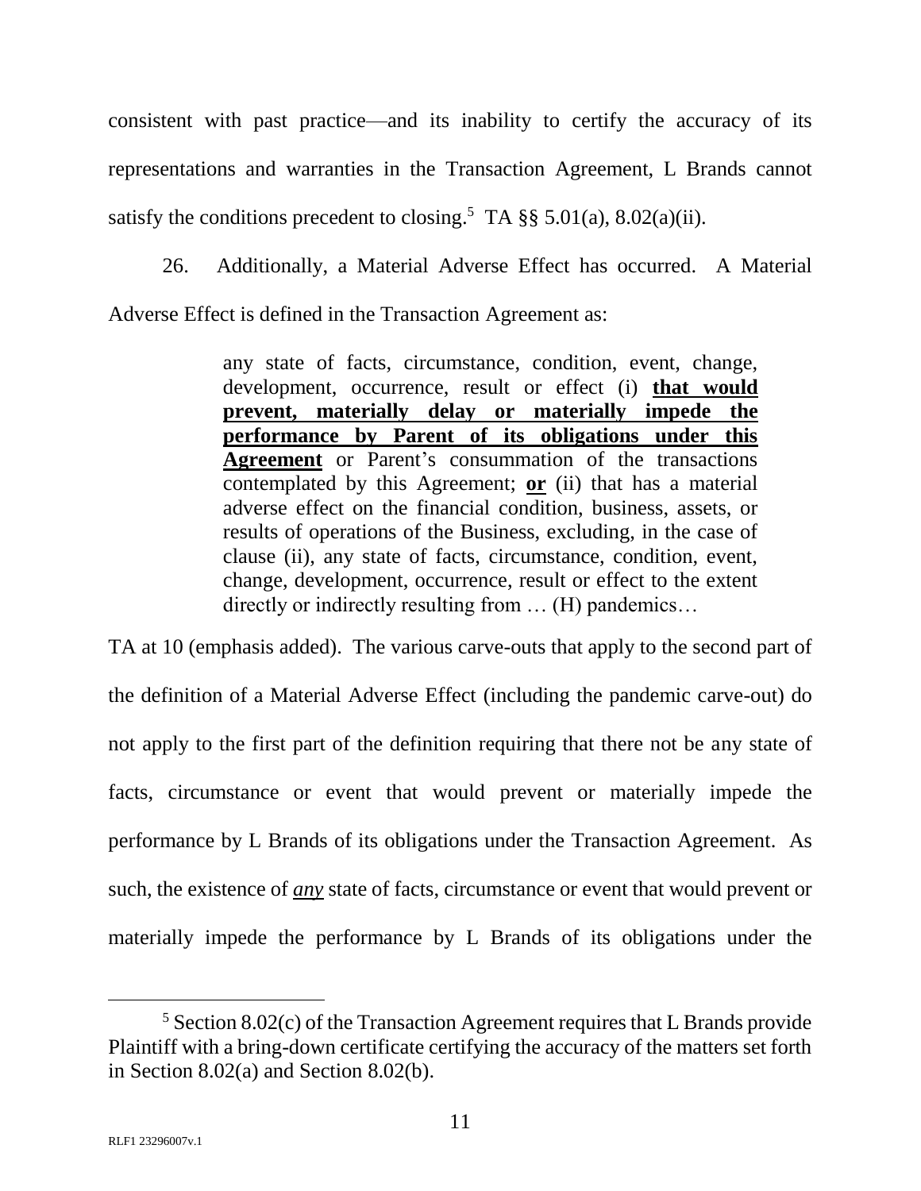consistent with past practice—and its inability to certify the accuracy of its representations and warranties in the Transaction Agreement, L Brands cannot satisfy the conditions precedent to closing.[5] TA §§ 5.01(a), 8.02(a)(ii).

26. Additionally, a Material Adverse Effect has occurred. A Material Adverse Effect is defined in the Transaction Agreement as:

> any state of facts, circumstance, condition, event, change, development, occurrence, result or effect (i) **<u>that would prevent, materially delay or materially impede the performance by Parent of its obligations under this Agreement</u>** or Parent's consummation of the transactions contemplated by this Agreement; **<u>or</u>** (ii) that has a material adverse effect on the financial condition, business, assets, or results of operations of the Business, excluding, in the case of clause (ii), any state of facts, circumstance, condition, event, change, development, occurrence, result or effect to the extent directly or indirectly resulting from … (H) pandemics…

TA at 10 (emphasis added). The various carve-outs that apply to the second part of the definition of a Material Adverse Effect (including the pandemic carve-out) do not apply to the first part of the definition requiring that there not be any state of facts, circumstance or event that would prevent or materially impede the performance by L Brands of its obligations under the Transaction Agreement. As such, the existence of ***<u>any</u>*** state of facts, circumstance or event that would prevent or materially impede the performance by L Brands of its obligations under the

---

[5] Section 8.02(c) of the Transaction Agreement requires that L Brands provide Plaintiff with a bring-down certificate certifying the accuracy of the matters set forth in Section 8.02(a) and Section 8.02(b).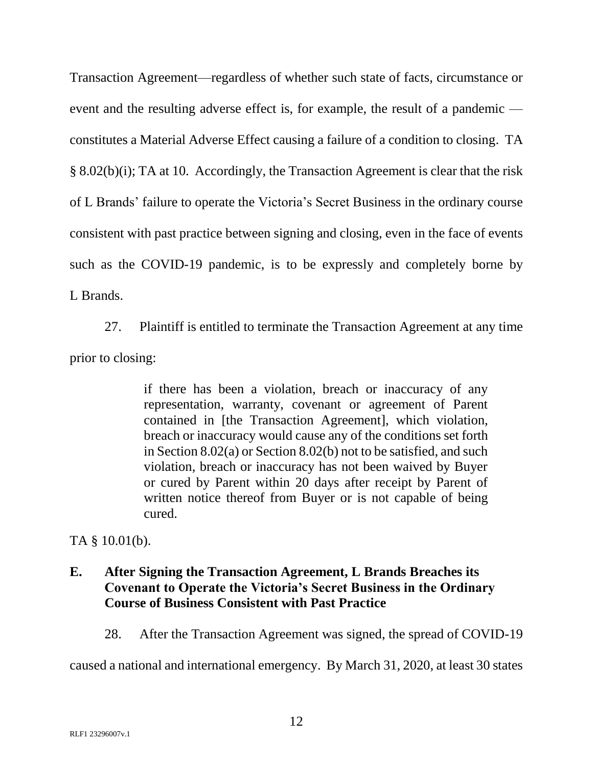Transaction Agreement—regardless of whether such state of facts, circumstance or event and the resulting adverse effect is, for example, the result of a pandemic — constitutes a Material Adverse Effect causing a failure of a condition to closing. TA § 8.02(b)(i); TA at 10. Accordingly, the Transaction Agreement is clear that the risk of L Brands' failure to operate the Victoria's Secret Business in the ordinary course consistent with past practice between signing and closing, even in the face of events such as the COVID-19 pandemic, is to be expressly and completely borne by L Brands.

27. Plaintiff is entitled to terminate the Transaction Agreement at any time prior to closing:

> if there has been a violation, breach or inaccuracy of any representation, warranty, covenant or agreement of Parent contained in [the Transaction Agreement], which violation, breach or inaccuracy would cause any of the conditions set forth in Section 8.02(a) or Section 8.02(b) not to be satisfied, and such violation, breach or inaccuracy has not been waived by Buyer or cured by Parent within 20 days after receipt by Parent of written notice thereof from Buyer or is not capable of being cured.

TA § 10.01(b).

### E. After Signing the Transaction Agreement, L Brands Breaches its Covenant to Operate the Victoria's Secret Business in the Ordinary Course of Business Consistent with Past Practice

28. After the Transaction Agreement was signed, the spread of COVID-19 caused a national and international emergency. By March 31, 2020, at least 30 states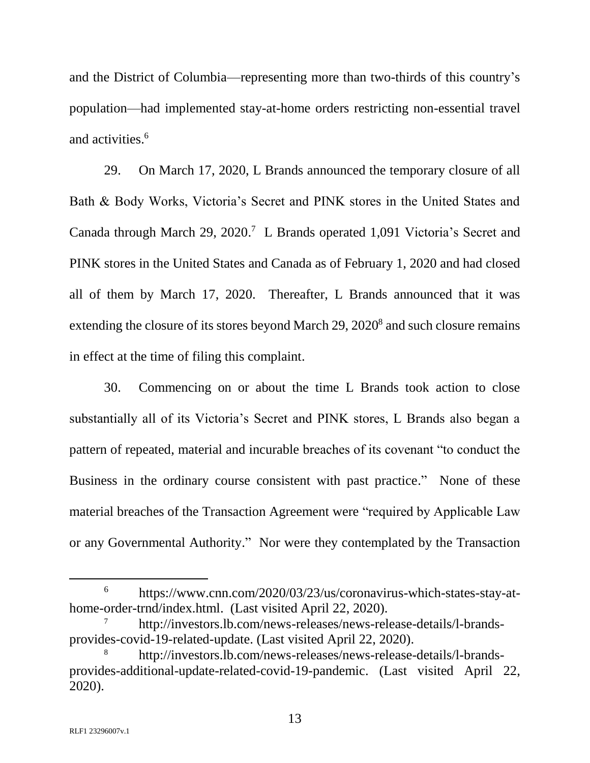and the District of Columbia—representing more than two-thirds of this country's population—had implemented stay-at-home orders restricting non-essential travel and activities.[6]

29. On March 17, 2020, L Brands announced the temporary closure of all Bath & Body Works, Victoria's Secret and PINK stores in the United States and Canada through March 29, 2020.[7] L Brands operated 1,091 Victoria's Secret and PINK stores in the United States and Canada as of February 1, 2020 and had closed all of them by March 17, 2020. Thereafter, L Brands announced that it was extending the closure of its stores beyond March 29, 2020[8] and such closure remains in effect at the time of filing this complaint.

30. Commencing on or about the time L Brands took action to close substantially all of its Victoria's Secret and PINK stores, L Brands also began a pattern of repeated, material and incurable breaches of its covenant "to conduct the Business in the ordinary course consistent with past practice." None of these material breaches of the Transaction Agreement were "required by Applicable Law or any Governmental Authority." Nor were they contemplated by the Transaction

---

[6] https://www.cnn.com/2020/03/23/us/coronavirus-which-states-stay-at-home-order-trnd/index.html. (Last visited April 22, 2020).

[7] http://investors.lb.com/news-releases/news-release-details/l-brands-provides-covid-19-related-update. (Last visited April 22, 2020).

[8] http://investors.lb.com/news-releases/news-release-details/l-brands-provides-additional-update-related-covid-19-pandemic. (Last visited April 22, 2020).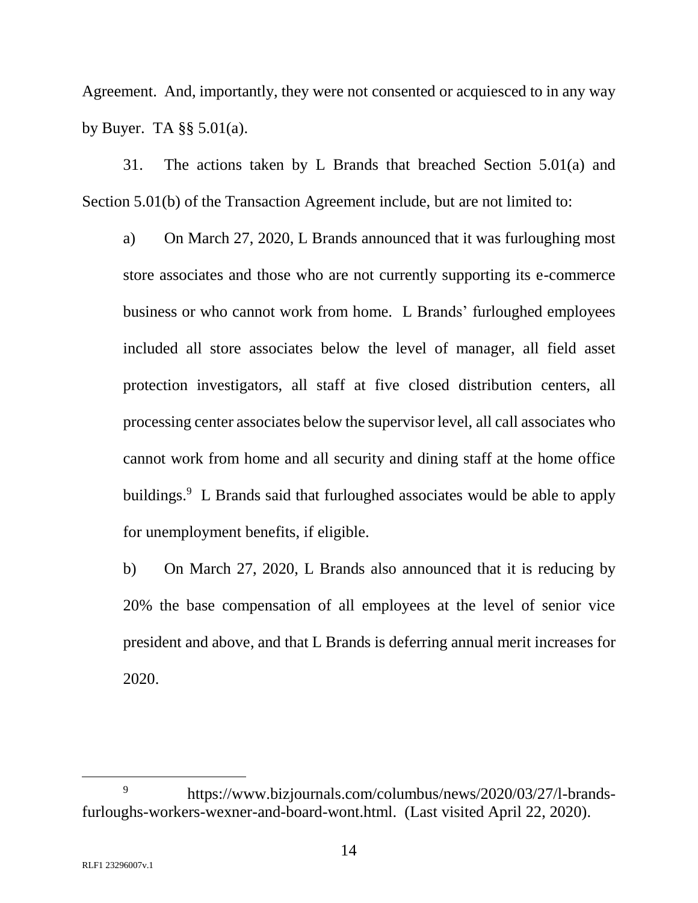Agreement. And, importantly, they were not consented or acquiesced to in any way by Buyer. TA §§ 5.01(a).

31. The actions taken by L Brands that breached Section 5.01(a) and Section 5.01(b) of the Transaction Agreement include, but are not limited to:

a) On March 27, 2020, L Brands announced that it was furloughing most store associates and those who are not currently supporting its e-commerce business or who cannot work from home. L Brands' furloughed employees included all store associates below the level of manager, all field asset protection investigators, all staff at five closed distribution centers, all processing center associates below the supervisor level, all call associates who cannot work from home and all security and dining staff at the home office buildings.[9] L Brands said that furloughed associates would be able to apply for unemployment benefits, if eligible.

b) On March 27, 2020, L Brands also announced that it is reducing by 20% the base compensation of all employees at the level of senior vice president and above, and that L Brands is deferring annual merit increases for 2020.

---

[9] https://www.bizjournals.com/columbus/news/2020/03/27/l-brands-furloughs-workers-wexner-and-board-wont.html. (Last visited April 22, 2020).

RLF1 23296007v.1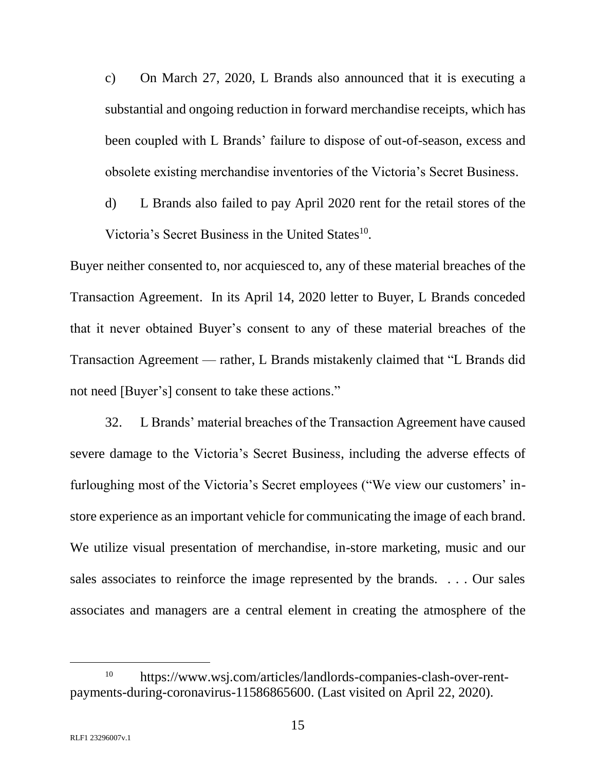c) On March 27, 2020, L Brands also announced that it is executing a substantial and ongoing reduction in forward merchandise receipts, which has been coupled with L Brands' failure to dispose of out-of-season, excess and obsolete existing merchandise inventories of the Victoria's Secret Business.

d) L Brands also failed to pay April 2020 rent for the retail stores of the Victoria's Secret Business in the United States[10].

Buyer neither consented to, nor acquiesced to, any of these material breaches of the Transaction Agreement. In its April 14, 2020 letter to Buyer, L Brands conceded that it never obtained Buyer's consent to any of these material breaches of the Transaction Agreement — rather, L Brands mistakenly claimed that "L Brands did not need [Buyer's] consent to take these actions."

32. L Brands' material breaches of the Transaction Agreement have caused severe damage to the Victoria's Secret Business, including the adverse effects of furloughing most of the Victoria's Secret employees ("We view our customers' in-store experience as an important vehicle for communicating the image of each brand. We utilize visual presentation of merchandise, in-store marketing, music and our sales associates to reinforce the image represented by the brands. . . . Our sales associates and managers are a central element in creating the atmosphere of the

---

[10] https://www.wsj.com/articles/landlords-companies-clash-over-rent-payments-during-coronavirus-11586865600. (Last visited on April 22, 2020).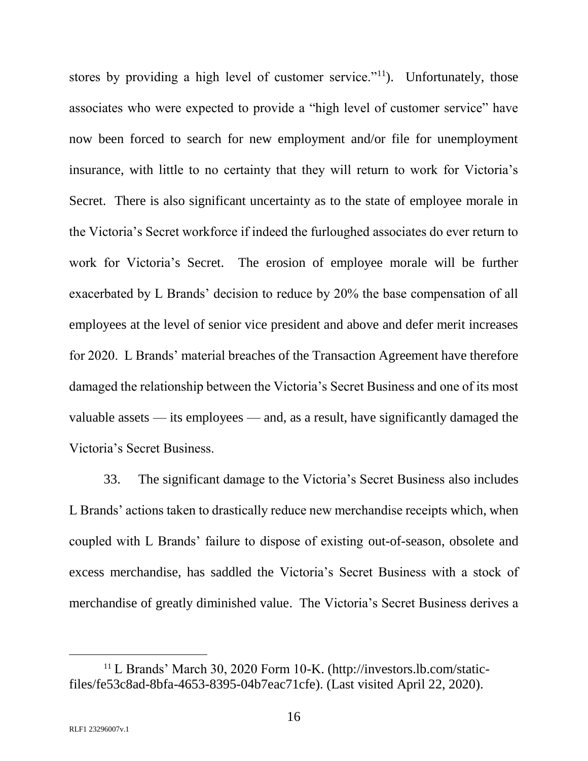stores by providing a high level of customer service."[11]). Unfortunately, those associates who were expected to provide a "high level of customer service" have now been forced to search for new employment and/or file for unemployment insurance, with little to no certainty that they will return to work for Victoria's Secret. There is also significant uncertainty as to the state of employee morale in the Victoria's Secret workforce if indeed the furloughed associates do ever return to work for Victoria's Secret. The erosion of employee morale will be further exacerbated by L Brands' decision to reduce by 20% the base compensation of all employees at the level of senior vice president and above and defer merit increases for 2020. L Brands' material breaches of the Transaction Agreement have therefore damaged the relationship between the Victoria's Secret Business and one of its most valuable assets — its employees — and, as a result, have significantly damaged the Victoria's Secret Business.

33. The significant damage to the Victoria's Secret Business also includes L Brands' actions taken to drastically reduce new merchandise receipts which, when coupled with L Brands' failure to dispose of existing out-of-season, obsolete and excess merchandise, has saddled the Victoria's Secret Business with a stock of merchandise of greatly diminished value. The Victoria's Secret Business derives a

---

[11] L Brands' March 30, 2020 Form 10-K. (http://investors.lb.com/static-files/fe53c8ad-8bfa-4653-8395-04b7eac71cfe). (Last visited April 22, 2020).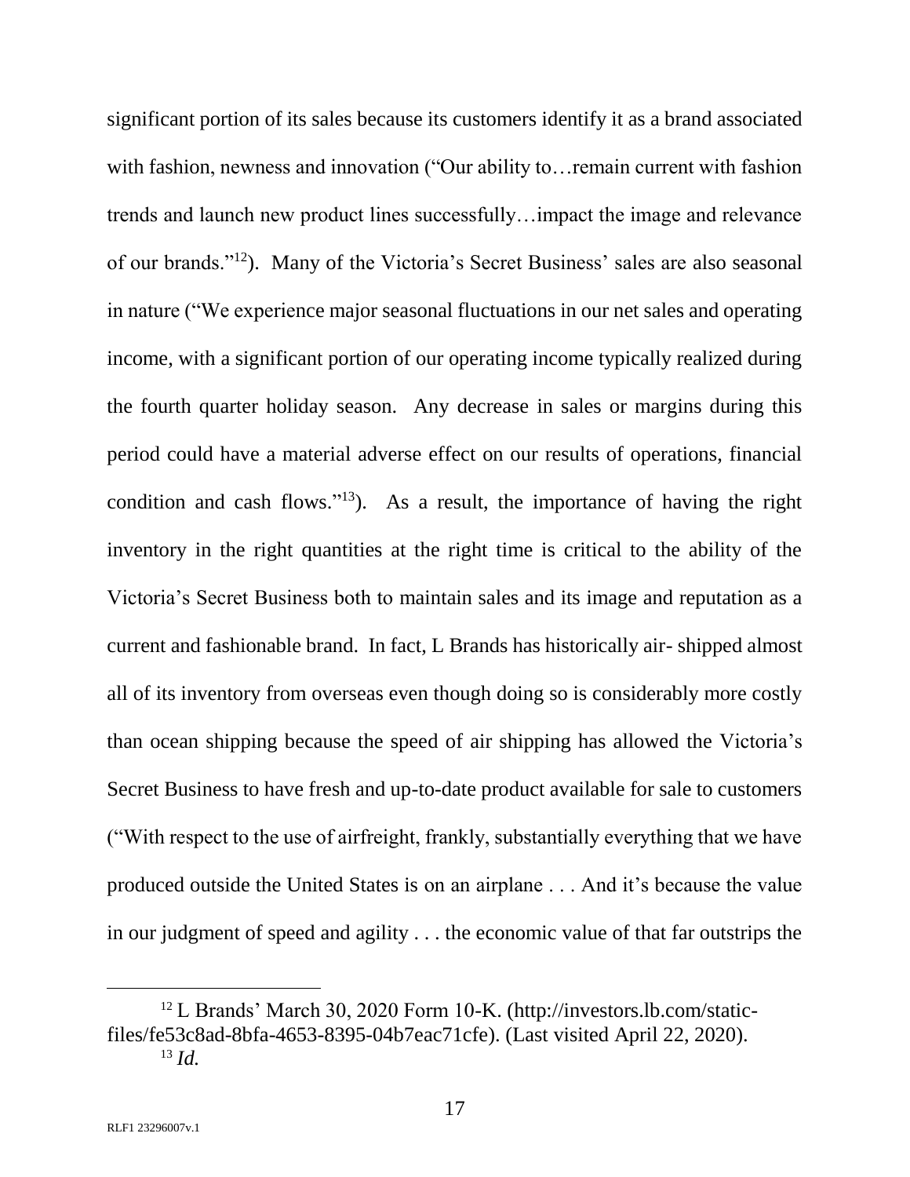significant portion of its sales because its customers identify it as a brand associated with fashion, newness and innovation ("Our ability to…remain current with fashion trends and launch new product lines successfully…impact the image and relevance of our brands."[12]). Many of the Victoria's Secret Business' sales are also seasonal in nature ("We experience major seasonal fluctuations in our net sales and operating income, with a significant portion of our operating income typically realized during the fourth quarter holiday season. Any decrease in sales or margins during this period could have a material adverse effect on our results of operations, financial condition and cash flows."[13]). As a result, the importance of having the right inventory in the right quantities at the right time is critical to the ability of the Victoria's Secret Business both to maintain sales and its image and reputation as a current and fashionable brand. In fact, L Brands has historically air- shipped almost all of its inventory from overseas even though doing so is considerably more costly than ocean shipping because the speed of air shipping has allowed the Victoria's Secret Business to have fresh and up-to-date product available for sale to customers ("With respect to the use of airfreight, frankly, substantially everything that we have produced outside the United States is on an airplane . . . And it's because the value in our judgment of speed and agility . . . the economic value of that far outstrips the

---

[12] L Brands' March 30, 2020 Form 10-K. (http://investors.lb.com/static-files/fe53c8ad-8bfa-4653-8395-04b7eac71cfe). (Last visited April 22, 2020).

[13] *Id.*

RLF1 23296007v.1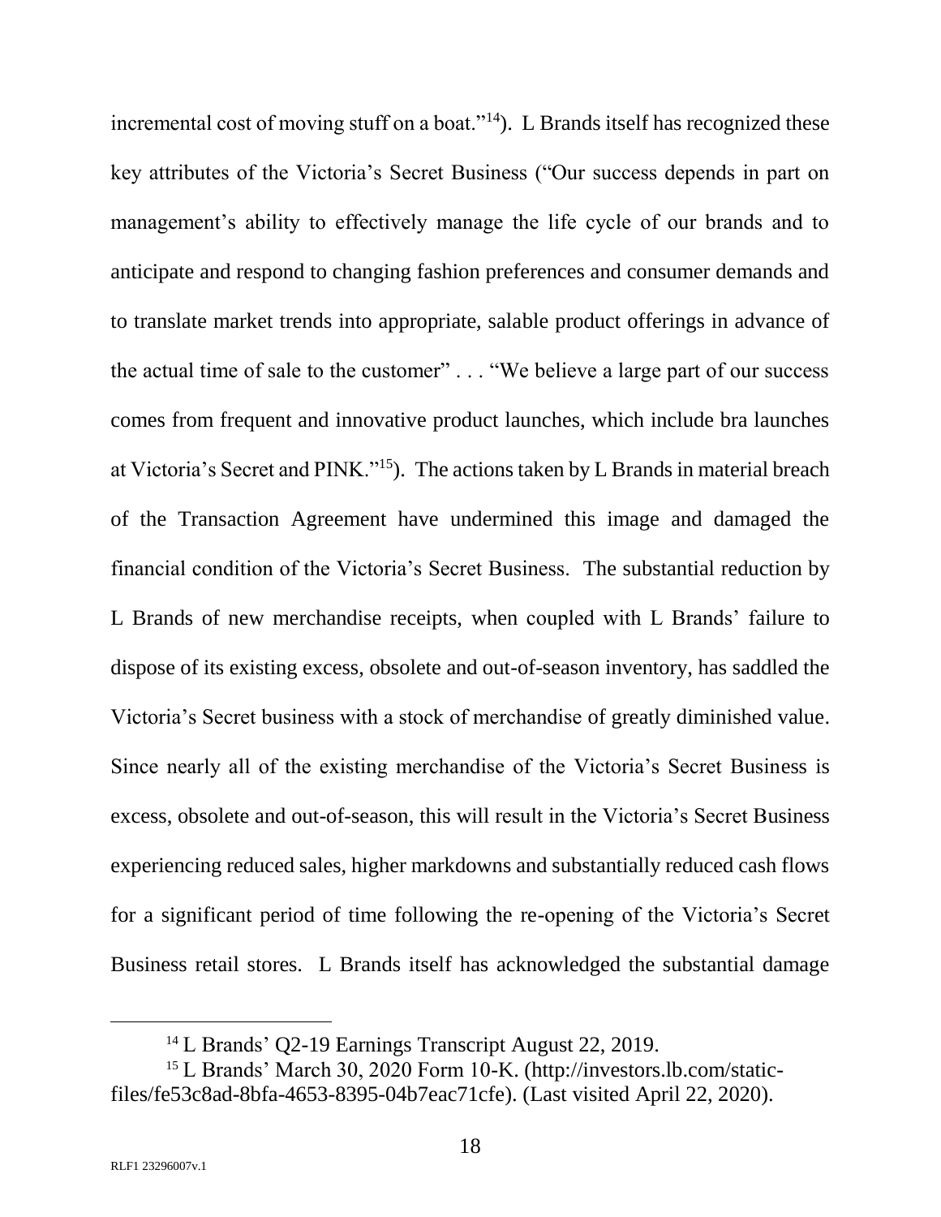incremental cost of moving stuff on a boat."[14]). L Brands itself has recognized these key attributes of the Victoria's Secret Business ("Our success depends in part on management's ability to effectively manage the life cycle of our brands and to anticipate and respond to changing fashion preferences and consumer demands and to translate market trends into appropriate, salable product offerings in advance of the actual time of sale to the customer" . . . "We believe a large part of our success comes from frequent and innovative product launches, which include bra launches at Victoria's Secret and PINK."[15]). The actions taken by L Brands in material breach of the Transaction Agreement have undermined this image and damaged the financial condition of the Victoria's Secret Business. The substantial reduction by L Brands of new merchandise receipts, when coupled with L Brands' failure to dispose of its existing excess, obsolete and out-of-season inventory, has saddled the Victoria's Secret business with a stock of merchandise of greatly diminished value. Since nearly all of the existing merchandise of the Victoria's Secret Business is excess, obsolete and out-of-season, this will result in the Victoria's Secret Business experiencing reduced sales, higher markdowns and substantially reduced cash flows for a significant period of time following the re-opening of the Victoria's Secret Business retail stores. L Brands itself has acknowledged the substantial damage

---

[14] L Brands' Q2-19 Earnings Transcript August 22, 2019.

[15] L Brands' March 30, 2020 Form 10-K. (http://investors.lb.com/static-files/fe53c8ad-8bfa-4653-8395-04b7eac71cfe). (Last visited April 22, 2020).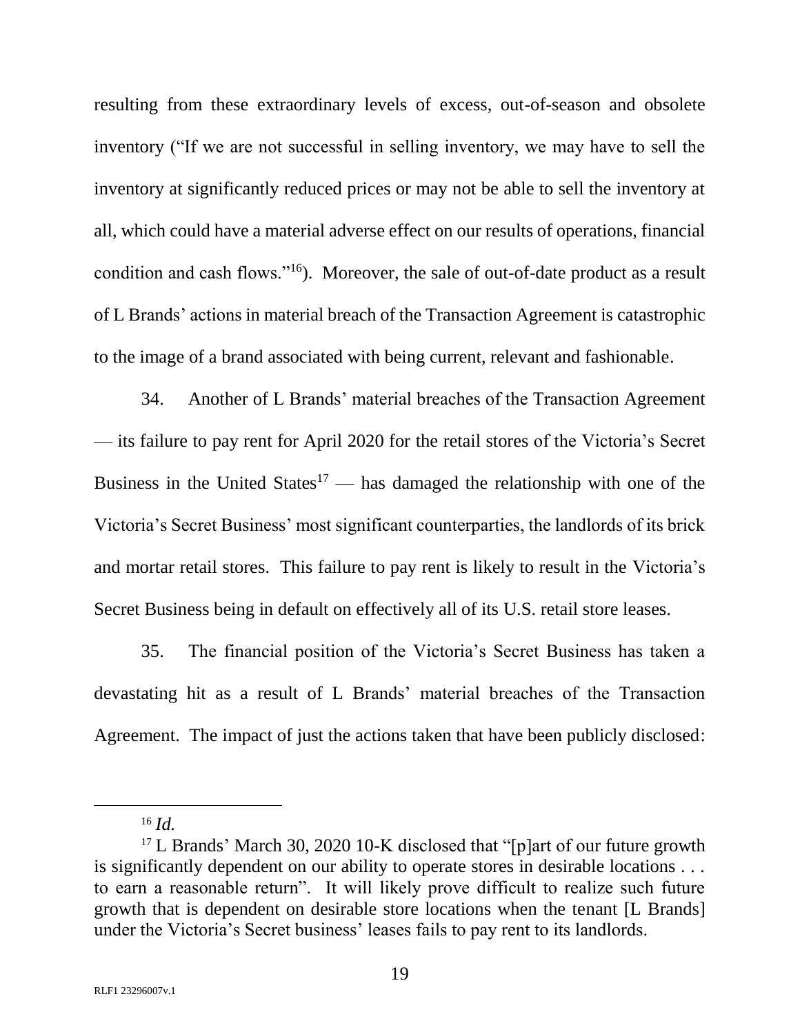resulting from these extraordinary levels of excess, out-of-season and obsolete inventory ("If we are not successful in selling inventory, we may have to sell the inventory at significantly reduced prices or may not be able to sell the inventory at all, which could have a material adverse effect on our results of operations, financial condition and cash flows."[16]). Moreover, the sale of out-of-date product as a result of L Brands' actions in material breach of the Transaction Agreement is catastrophic to the image of a brand associated with being current, relevant and fashionable.

34. Another of L Brands' material breaches of the Transaction Agreement — its failure to pay rent for April 2020 for the retail stores of the Victoria's Secret Business in the United States[17] — has damaged the relationship with one of the Victoria's Secret Business' most significant counterparties, the landlords of its brick and mortar retail stores. This failure to pay rent is likely to result in the Victoria's Secret Business being in default on effectively all of its U.S. retail store leases.

35. The financial position of the Victoria's Secret Business has taken a devastating hit as a result of L Brands' material breaches of the Transaction Agreement. The impact of just the actions taken that have been publicly disclosed:

---

[16] *Id.*

[17] L Brands' March 30, 2020 10-K disclosed that "[p]art of our future growth is significantly dependent on our ability to operate stores in desirable locations . . . to earn a reasonable return". It will likely prove difficult to realize such future growth that is dependent on desirable store locations when the tenant [L Brands] under the Victoria's Secret business' leases fails to pay rent to its landlords.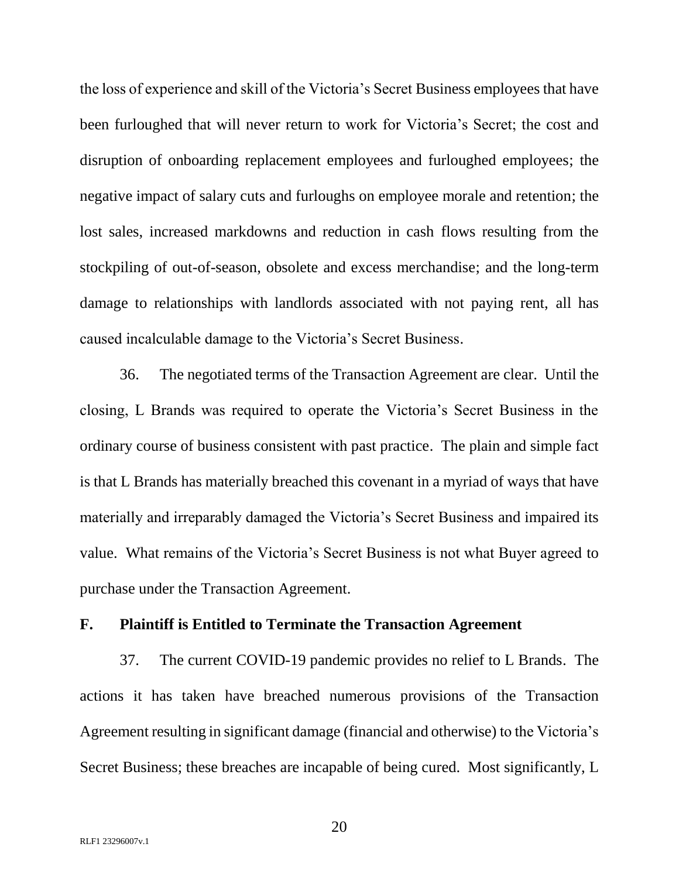the loss of experience and skill of the Victoria's Secret Business employees that have been furloughed that will never return to work for Victoria's Secret; the cost and disruption of onboarding replacement employees and furloughed employees; the negative impact of salary cuts and furloughs on employee morale and retention; the lost sales, increased markdowns and reduction in cash flows resulting from the stockpiling of out-of-season, obsolete and excess merchandise; and the long-term damage to relationships with landlords associated with not paying rent, all has caused incalculable damage to the Victoria's Secret Business.

36. The negotiated terms of the Transaction Agreement are clear. Until the closing, L Brands was required to operate the Victoria's Secret Business in the ordinary course of business consistent with past practice. The plain and simple fact is that L Brands has materially breached this covenant in a myriad of ways that have materially and irreparably damaged the Victoria's Secret Business and impaired its value. What remains of the Victoria's Secret Business is not what Buyer agreed to purchase under the Transaction Agreement.

## F. Plaintiff is Entitled to Terminate the Transaction Agreement

37. The current COVID-19 pandemic provides no relief to L Brands. The actions it has taken have breached numerous provisions of the Transaction Agreement resulting in significant damage (financial and otherwise) to the Victoria's Secret Business; these breaches are incapable of being cured. Most significantly, L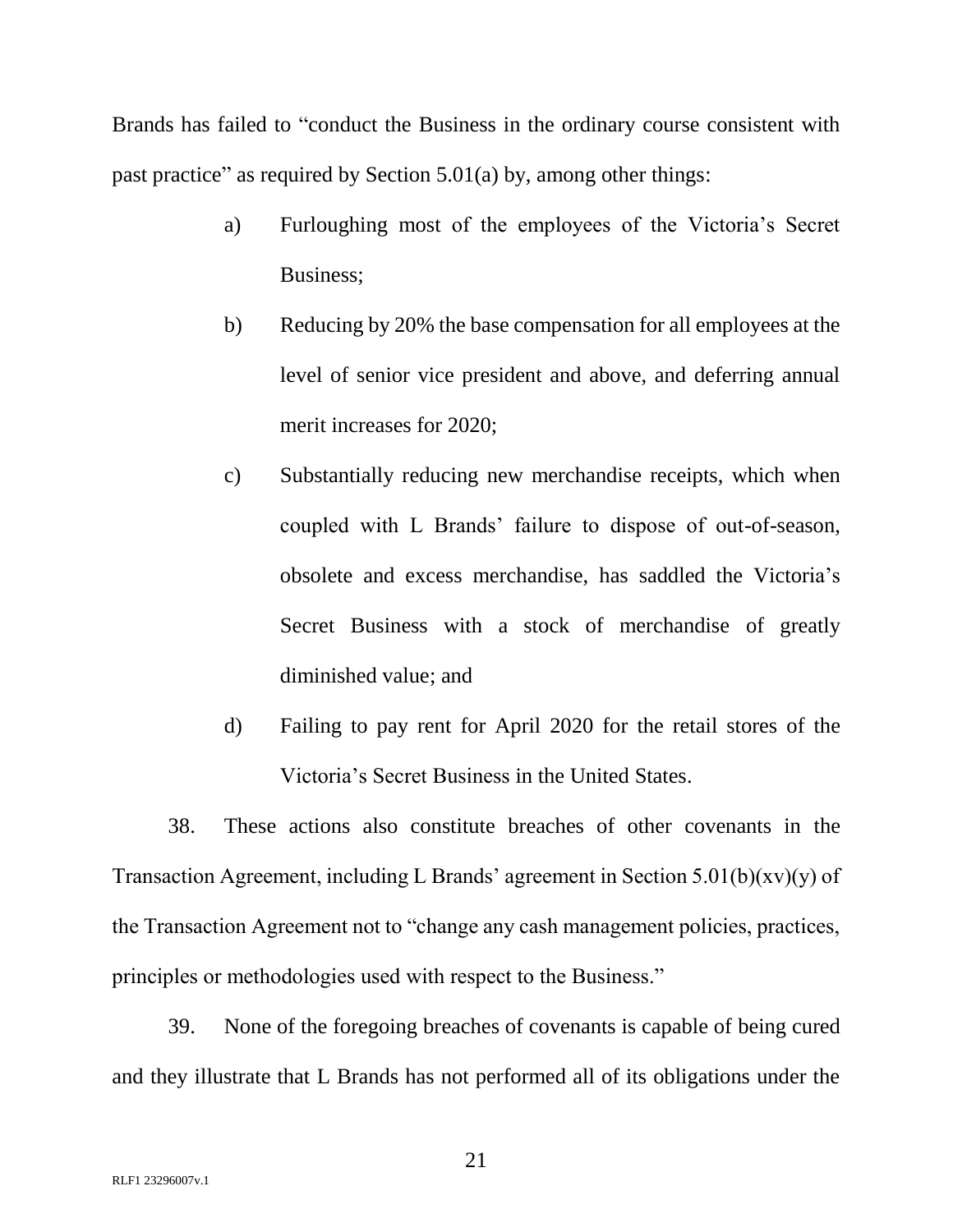Brands has failed to "conduct the Business in the ordinary course consistent with past practice" as required by Section 5.01(a) by, among other things:

> a) Furloughing most of the employees of the Victoria's Secret Business;
>
> b) Reducing by 20% the base compensation for all employees at the level of senior vice president and above, and deferring annual merit increases for 2020;
>
> c) Substantially reducing new merchandise receipts, which when coupled with L Brands' failure to dispose of out-of-season, obsolete and excess merchandise, has saddled the Victoria's Secret Business with a stock of merchandise of greatly diminished value; and
>
> d) Failing to pay rent for April 2020 for the retail stores of the Victoria's Secret Business in the United States.

38. These actions also constitute breaches of other covenants in the Transaction Agreement, including L Brands' agreement in Section 5.01(b)(xv)(y) of the Transaction Agreement not to "change any cash management policies, practices, principles or methodologies used with respect to the Business."

39. None of the foregoing breaches of covenants is capable of being cured and they illustrate that L Brands has not performed all of its obligations under the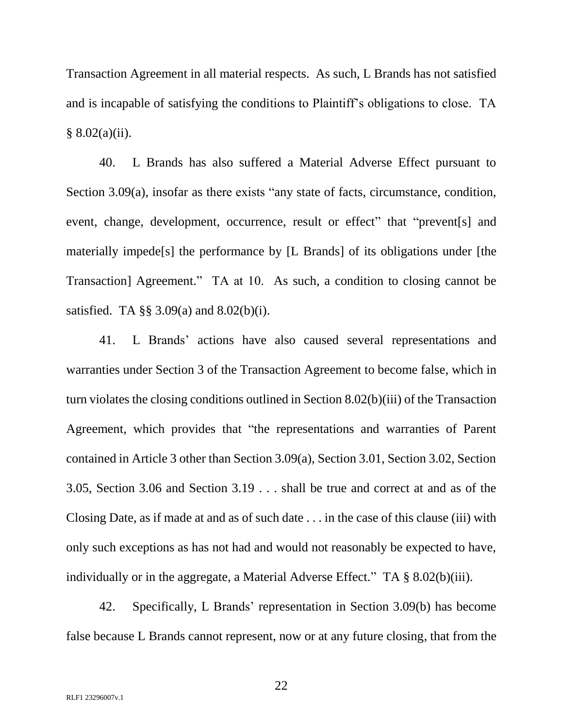Transaction Agreement in all material respects. As such, L Brands has not satisfied and is incapable of satisfying the conditions to Plaintiff's obligations to close. TA § 8.02(a)(ii).

40. L Brands has also suffered a Material Adverse Effect pursuant to Section 3.09(a), insofar as there exists "any state of facts, circumstance, condition, event, change, development, occurrence, result or effect" that "prevent[s] and materially impede[s] the performance by [L Brands] of its obligations under [the Transaction] Agreement." TA at 10. As such, a condition to closing cannot be satisfied. TA §§ 3.09(a) and 8.02(b)(i).

41. L Brands' actions have also caused several representations and warranties under Section 3 of the Transaction Agreement to become false, which in turn violates the closing conditions outlined in Section 8.02(b)(iii) of the Transaction Agreement, which provides that "the representations and warranties of Parent contained in Article 3 other than Section 3.09(a), Section 3.01, Section 3.02, Section 3.05, Section 3.06 and Section 3.19 . . . shall be true and correct at and as of the Closing Date, as if made at and as of such date . . . in the case of this clause (iii) with only such exceptions as has not had and would not reasonably be expected to have, individually or in the aggregate, a Material Adverse Effect." TA § 8.02(b)(iii).

42. Specifically, L Brands' representation in Section 3.09(b) has become false because L Brands cannot represent, now or at any future closing, that from the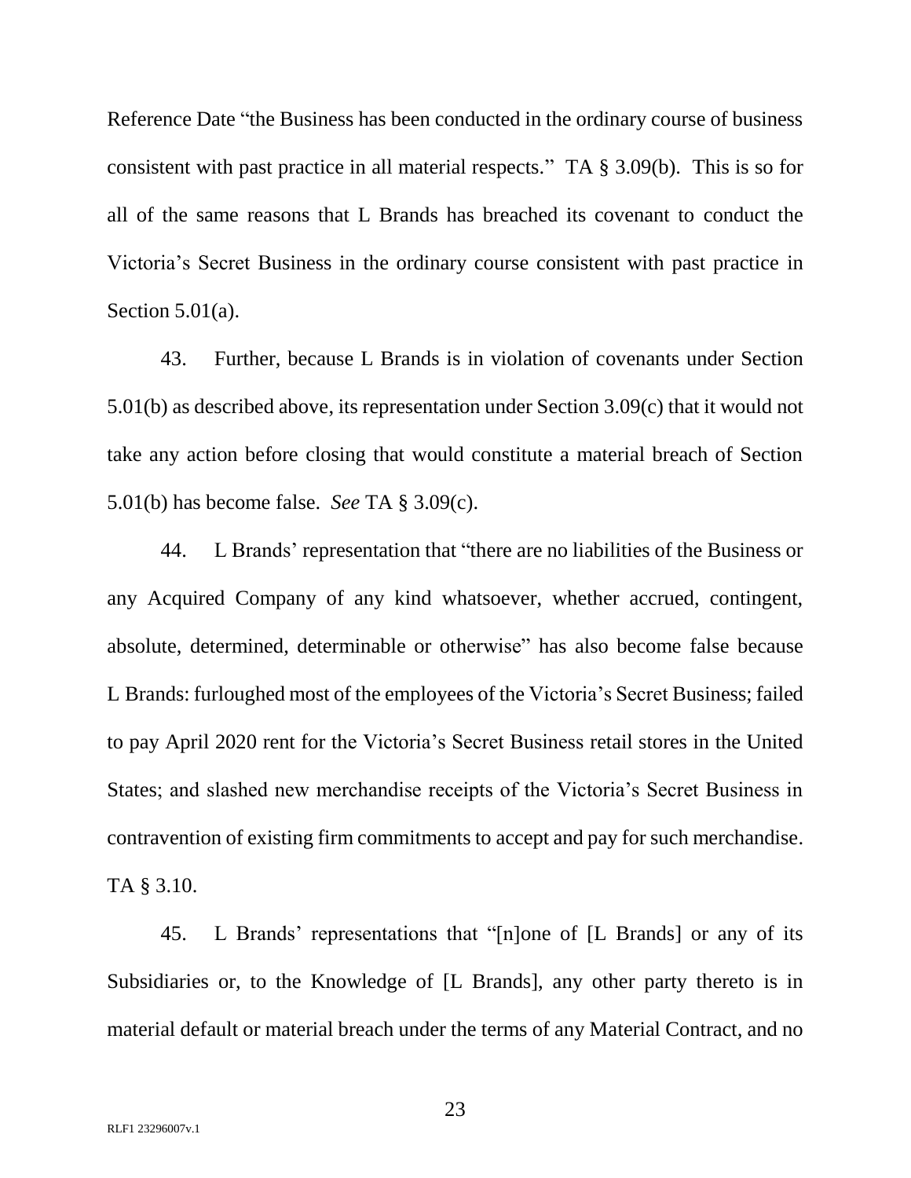Reference Date "the Business has been conducted in the ordinary course of business consistent with past practice in all material respects." TA § 3.09(b). This is so for all of the same reasons that L Brands has breached its covenant to conduct the Victoria's Secret Business in the ordinary course consistent with past practice in Section 5.01(a).

43. Further, because L Brands is in violation of covenants under Section 5.01(b) as described above, its representation under Section 3.09(c) that it would not take any action before closing that would constitute a material breach of Section 5.01(b) has become false. *See* TA § 3.09(c).

44. L Brands' representation that "there are no liabilities of the Business or any Acquired Company of any kind whatsoever, whether accrued, contingent, absolute, determined, determinable or otherwise" has also become false because L Brands: furloughed most of the employees of the Victoria's Secret Business; failed to pay April 2020 rent for the Victoria's Secret Business retail stores in the United States; and slashed new merchandise receipts of the Victoria's Secret Business in contravention of existing firm commitments to accept and pay for such merchandise. TA § 3.10.

45. L Brands' representations that "[n]one of [L Brands] or any of its Subsidiaries or, to the Knowledge of [L Brands], any other party thereto is in material default or material breach under the terms of any Material Contract, and no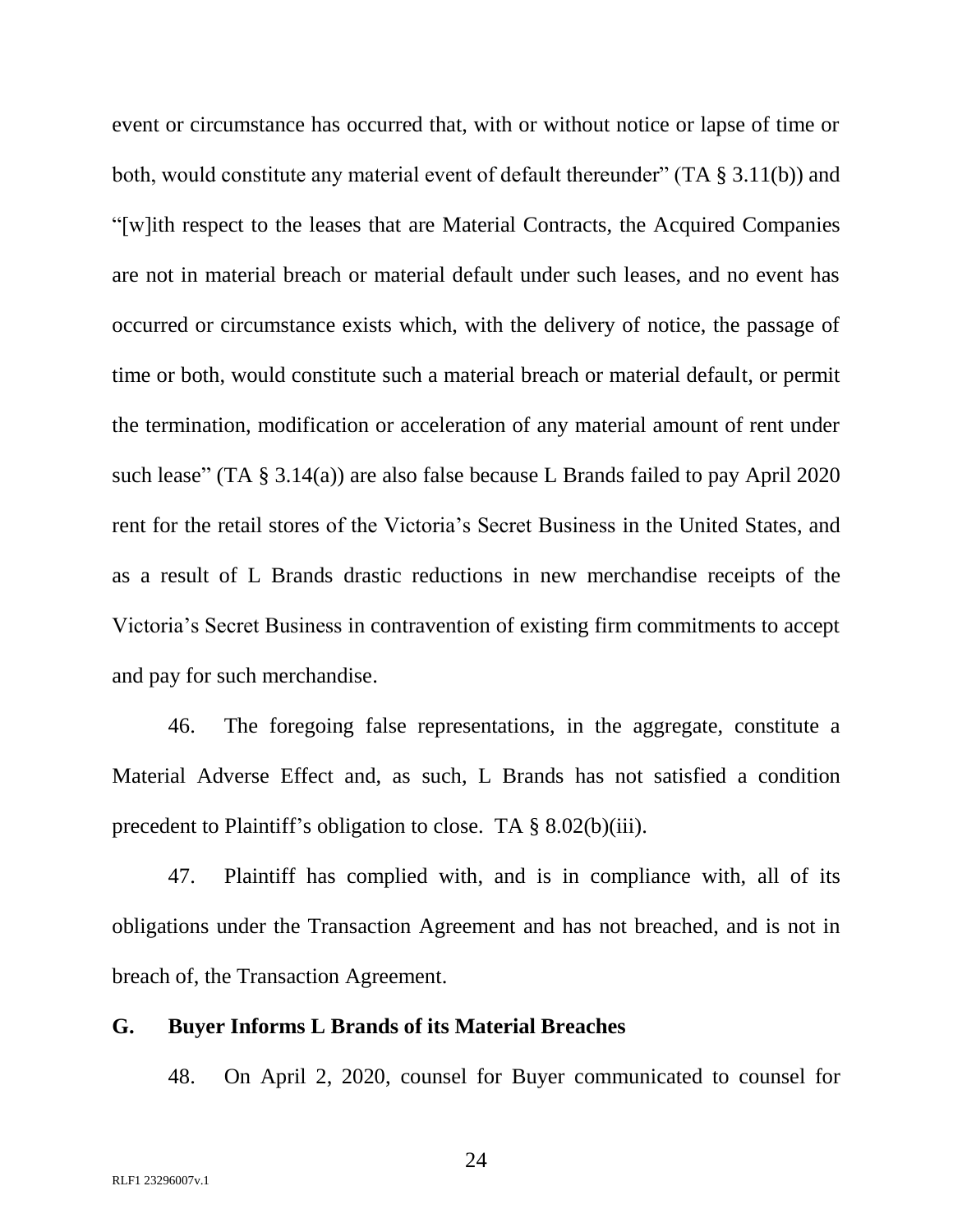event or circumstance has occurred that, with or without notice or lapse of time or both, would constitute any material event of default thereunder" (TA § 3.11(b)) and "[w]ith respect to the leases that are Material Contracts, the Acquired Companies are not in material breach or material default under such leases, and no event has occurred or circumstance exists which, with the delivery of notice, the passage of time or both, would constitute such a material breach or material default, or permit the termination, modification or acceleration of any material amount of rent under such lease" (TA § 3.14(a)) are also false because L Brands failed to pay April 2020 rent for the retail stores of the Victoria's Secret Business in the United States, and as a result of L Brands drastic reductions in new merchandise receipts of the Victoria's Secret Business in contravention of existing firm commitments to accept and pay for such merchandise.

46. The foregoing false representations, in the aggregate, constitute a Material Adverse Effect and, as such, L Brands has not satisfied a condition precedent to Plaintiff's obligation to close. TA § 8.02(b)(iii).

47. Plaintiff has complied with, and is in compliance with, all of its obligations under the Transaction Agreement and has not breached, and is not in breach of, the Transaction Agreement.

## G. Buyer Informs L Brands of its Material Breaches

48. On April 2, 2020, counsel for Buyer communicated to counsel for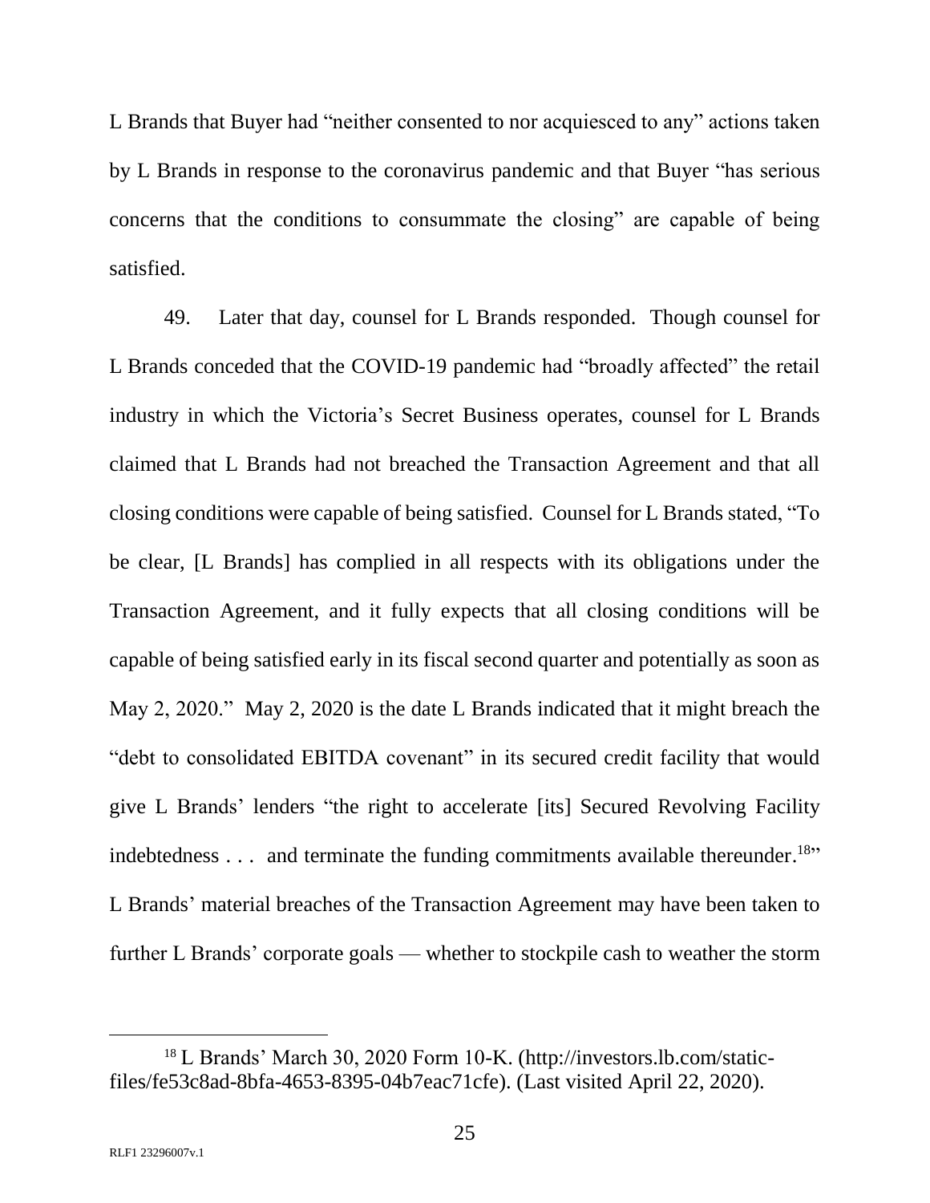L Brands that Buyer had "neither consented to nor acquiesced to any" actions taken by L Brands in response to the coronavirus pandemic and that Buyer "has serious concerns that the conditions to consummate the closing" are capable of being satisfied.

49. Later that day, counsel for L Brands responded. Though counsel for L Brands conceded that the COVID-19 pandemic had "broadly affected" the retail industry in which the Victoria's Secret Business operates, counsel for L Brands claimed that L Brands had not breached the Transaction Agreement and that all closing conditions were capable of being satisfied. Counsel for L Brands stated, "To be clear, [L Brands] has complied in all respects with its obligations under the Transaction Agreement, and it fully expects that all closing conditions will be capable of being satisfied early in its fiscal second quarter and potentially as soon as May 2, 2020." May 2, 2020 is the date L Brands indicated that it might breach the "debt to consolidated EBITDA covenant" in its secured credit facility that would give L Brands' lenders "the right to accelerate [its] Secured Revolving Facility indebtedness . . . and terminate the funding commitments available thereunder.[18]" L Brands' material breaches of the Transaction Agreement may have been taken to further L Brands' corporate goals — whether to stockpile cash to weather the storm

[18] L Brands' March 30, 2020 Form 10-K. (http://investors.lb.com/static-files/fe53c8ad-8bfa-4653-8395-04b7eac71cfe). (Last visited April 22, 2020).

RLF1 23296007v.1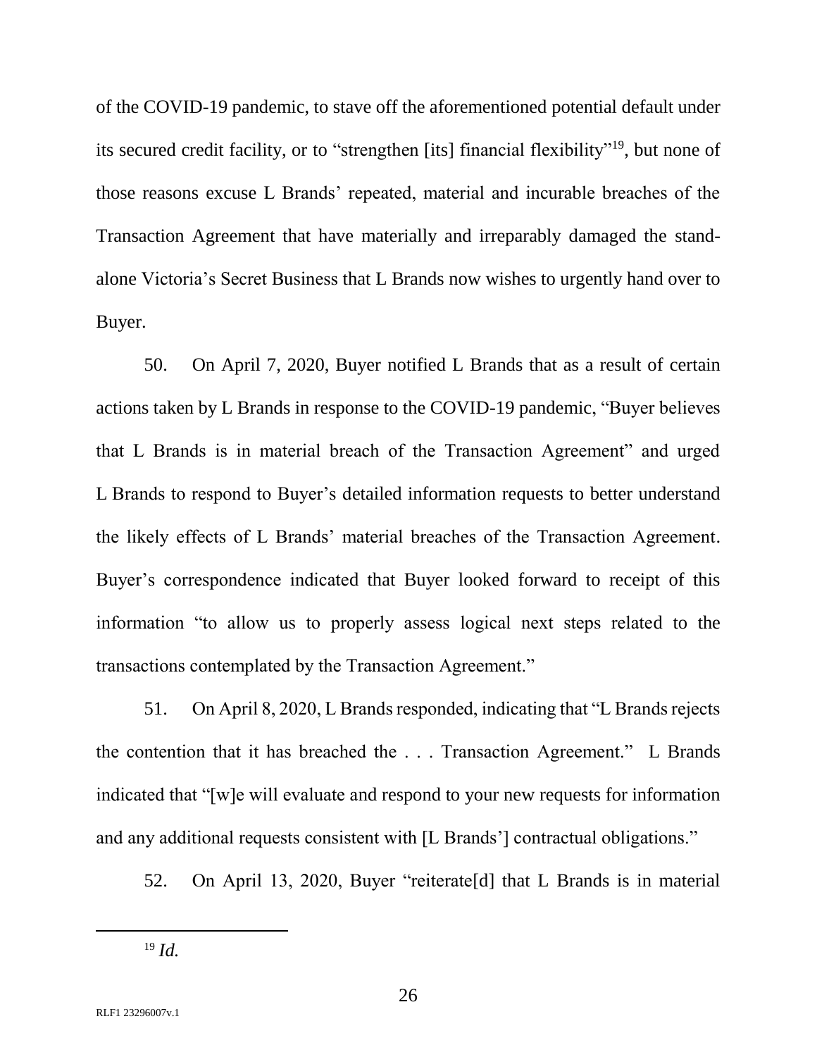of the COVID-19 pandemic, to stave off the aforementioned potential default under its secured credit facility, or to "strengthen [its] financial flexibility"[19], but none of those reasons excuse L Brands' repeated, material and incurable breaches of the Transaction Agreement that have materially and irreparably damaged the stand-alone Victoria's Secret Business that L Brands now wishes to urgently hand over to Buyer.

50. On April 7, 2020, Buyer notified L Brands that as a result of certain actions taken by L Brands in response to the COVID-19 pandemic, "Buyer believes that L Brands is in material breach of the Transaction Agreement" and urged L Brands to respond to Buyer's detailed information requests to better understand the likely effects of L Brands' material breaches of the Transaction Agreement. Buyer's correspondence indicated that Buyer looked forward to receipt of this information "to allow us to properly assess logical next steps related to the transactions contemplated by the Transaction Agreement."

51. On April 8, 2020, L Brands responded, indicating that "L Brands rejects the contention that it has breached the . . . Transaction Agreement." L Brands indicated that "[w]e will evaluate and respond to your new requests for information and any additional requests consistent with [L Brands'] contractual obligations."

52. On April 13, 2020, Buyer "reiterate[d] that L Brands is in material

[19] *Id.*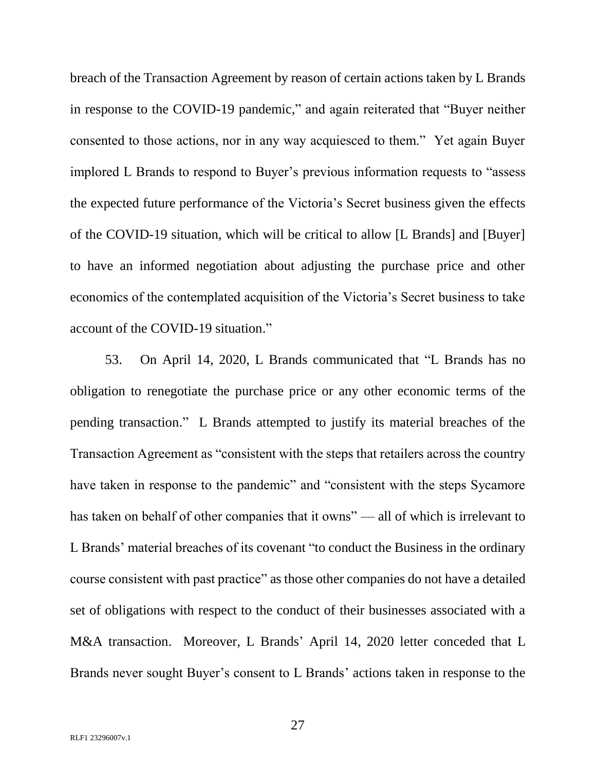breach of the Transaction Agreement by reason of certain actions taken by L Brands in response to the COVID-19 pandemic," and again reiterated that "Buyer neither consented to those actions, nor in any way acquiesced to them." Yet again Buyer implored L Brands to respond to Buyer's previous information requests to "assess the expected future performance of the Victoria's Secret business given the effects of the COVID-19 situation, which will be critical to allow [L Brands] and [Buyer] to have an informed negotiation about adjusting the purchase price and other economics of the contemplated acquisition of the Victoria's Secret business to take account of the COVID-19 situation."

53. On April 14, 2020, L Brands communicated that "L Brands has no obligation to renegotiate the purchase price or any other economic terms of the pending transaction." L Brands attempted to justify its material breaches of the Transaction Agreement as "consistent with the steps that retailers across the country have taken in response to the pandemic" and "consistent with the steps Sycamore has taken on behalf of other companies that it owns" — all of which is irrelevant to L Brands' material breaches of its covenant "to conduct the Business in the ordinary course consistent with past practice" as those other companies do not have a detailed set of obligations with respect to the conduct of their businesses associated with a M&A transaction. Moreover, L Brands' April 14, 2020 letter conceded that L Brands never sought Buyer's consent to L Brands' actions taken in response to the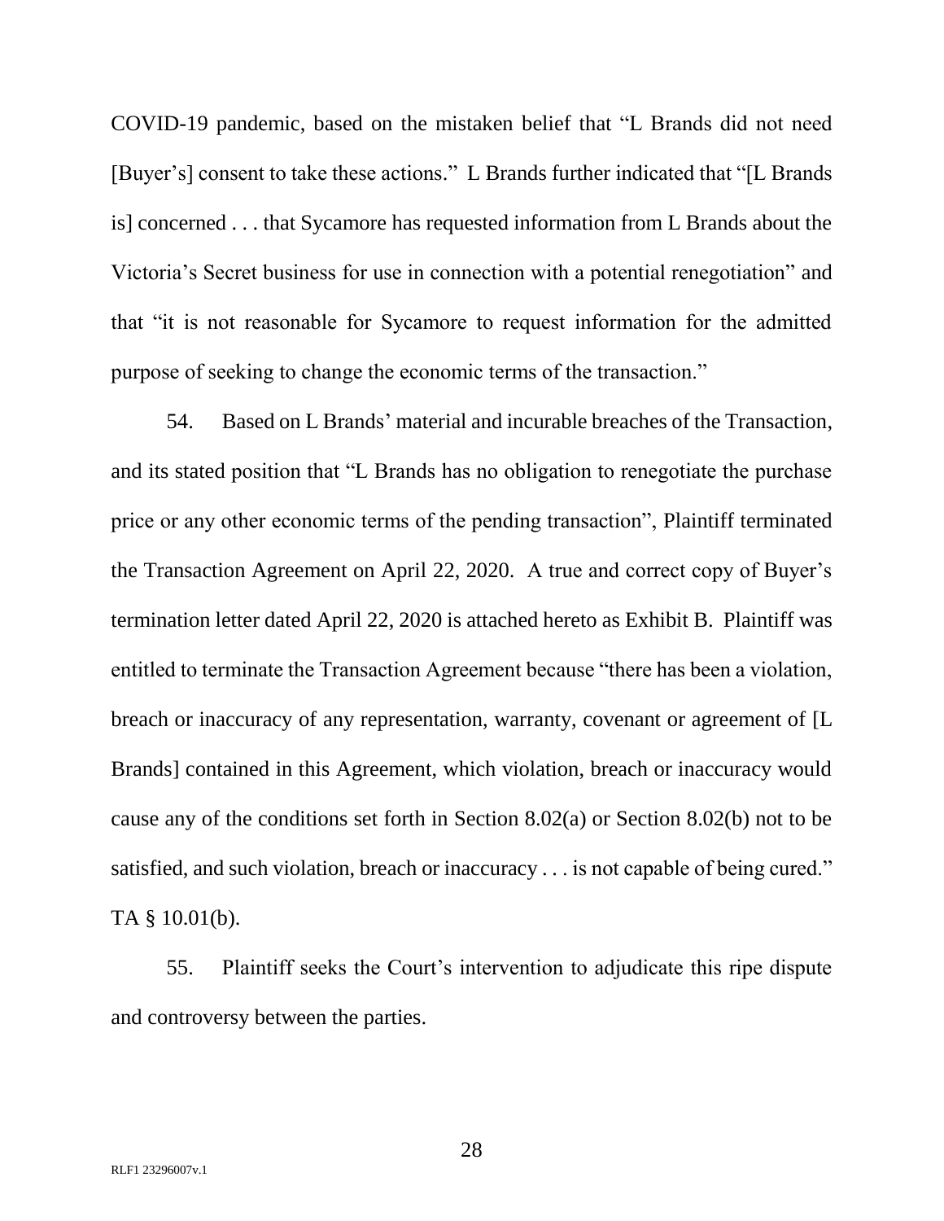COVID-19 pandemic, based on the mistaken belief that "L Brands did not need [Buyer's] consent to take these actions." L Brands further indicated that "[L Brands is] concerned . . . that Sycamore has requested information from L Brands about the Victoria's Secret business for use in connection with a potential renegotiation" and that "it is not reasonable for Sycamore to request information for the admitted purpose of seeking to change the economic terms of the transaction."

54. Based on L Brands' material and incurable breaches of the Transaction, and its stated position that "L Brands has no obligation to renegotiate the purchase price or any other economic terms of the pending transaction", Plaintiff terminated the Transaction Agreement on April 22, 2020. A true and correct copy of Buyer's termination letter dated April 22, 2020 is attached hereto as Exhibit B. Plaintiff was entitled to terminate the Transaction Agreement because "there has been a violation, breach or inaccuracy of any representation, warranty, covenant or agreement of [L Brands] contained in this Agreement, which violation, breach or inaccuracy would cause any of the conditions set forth in Section 8.02(a) or Section 8.02(b) not to be satisfied, and such violation, breach or inaccuracy . . . is not capable of being cured." TA § 10.01(b).

55. Plaintiff seeks the Court's intervention to adjudicate this ripe dispute and controversy between the parties.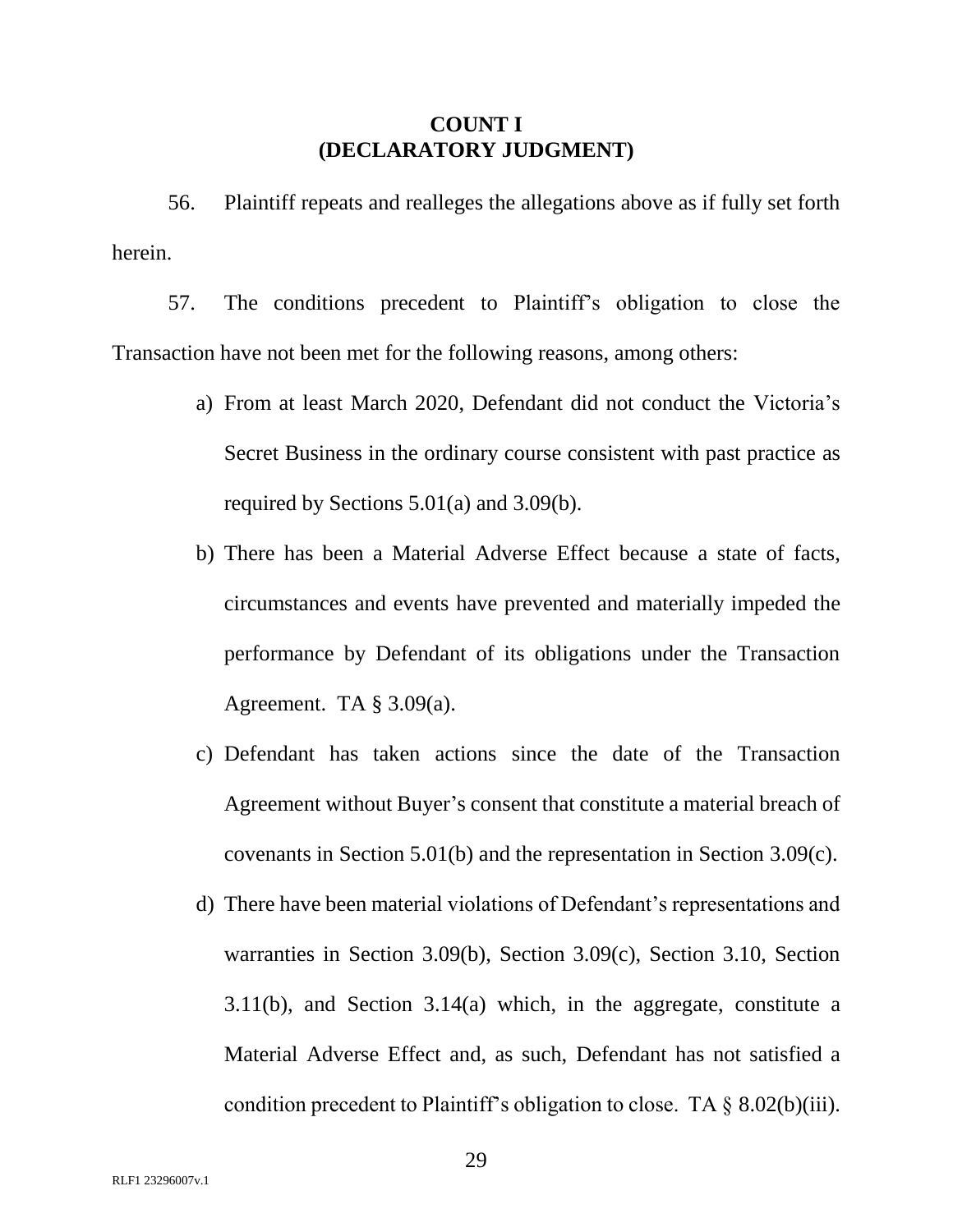## COUNT I
## (DECLARATORY JUDGMENT)

56. Plaintiff repeats and realleges the allegations above as if fully set forth herein.

57. The conditions precedent to Plaintiff's obligation to close the Transaction have not been met for the following reasons, among others:

a) From at least March 2020, Defendant did not conduct the Victoria's Secret Business in the ordinary course consistent with past practice as required by Sections 5.01(a) and 3.09(b).

b) There has been a Material Adverse Effect because a state of facts, circumstances and events have prevented and materially impeded the performance by Defendant of its obligations under the Transaction Agreement. TA § 3.09(a).

c) Defendant has taken actions since the date of the Transaction Agreement without Buyer's consent that constitute a material breach of covenants in Section 5.01(b) and the representation in Section 3.09(c).

d) There have been material violations of Defendant's representations and warranties in Section 3.09(b), Section 3.09(c), Section 3.10, Section 3.11(b), and Section 3.14(a) which, in the aggregate, constitute a Material Adverse Effect and, as such, Defendant has not satisfied a condition precedent to Plaintiff's obligation to close. TA § 8.02(b)(iii).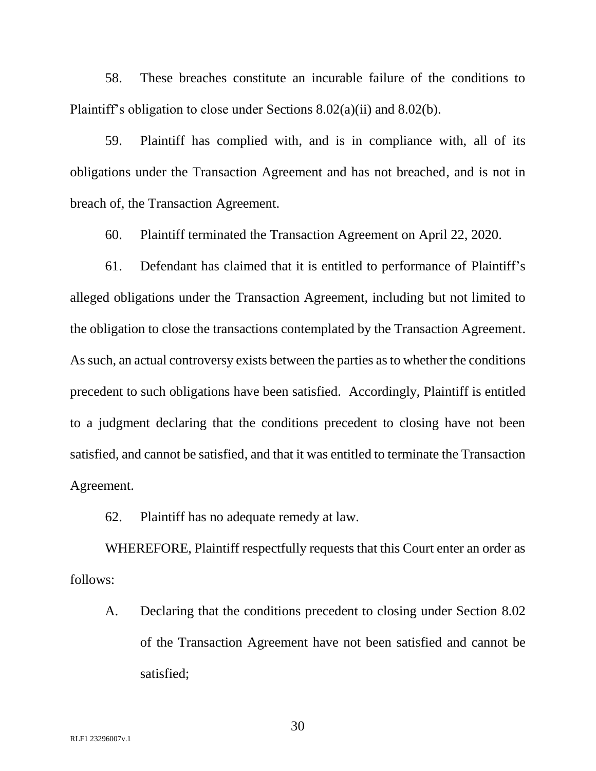58. These breaches constitute an incurable failure of the conditions to Plaintiff's obligation to close under Sections 8.02(a)(ii) and 8.02(b).

59. Plaintiff has complied with, and is in compliance with, all of its obligations under the Transaction Agreement and has not breached, and is not in breach of, the Transaction Agreement.

60. Plaintiff terminated the Transaction Agreement on April 22, 2020.

61. Defendant has claimed that it is entitled to performance of Plaintiff's alleged obligations under the Transaction Agreement, including but not limited to the obligation to close the transactions contemplated by the Transaction Agreement. As such, an actual controversy exists between the parties as to whether the conditions precedent to such obligations have been satisfied. Accordingly, Plaintiff is entitled to a judgment declaring that the conditions precedent to closing have not been satisfied, and cannot be satisfied, and that it was entitled to terminate the Transaction Agreement.

62. Plaintiff has no adequate remedy at law.

WHEREFORE, Plaintiff respectfully requests that this Court enter an order as follows:

A. Declaring that the conditions precedent to closing under Section 8.02 of the Transaction Agreement have not been satisfied and cannot be satisfied;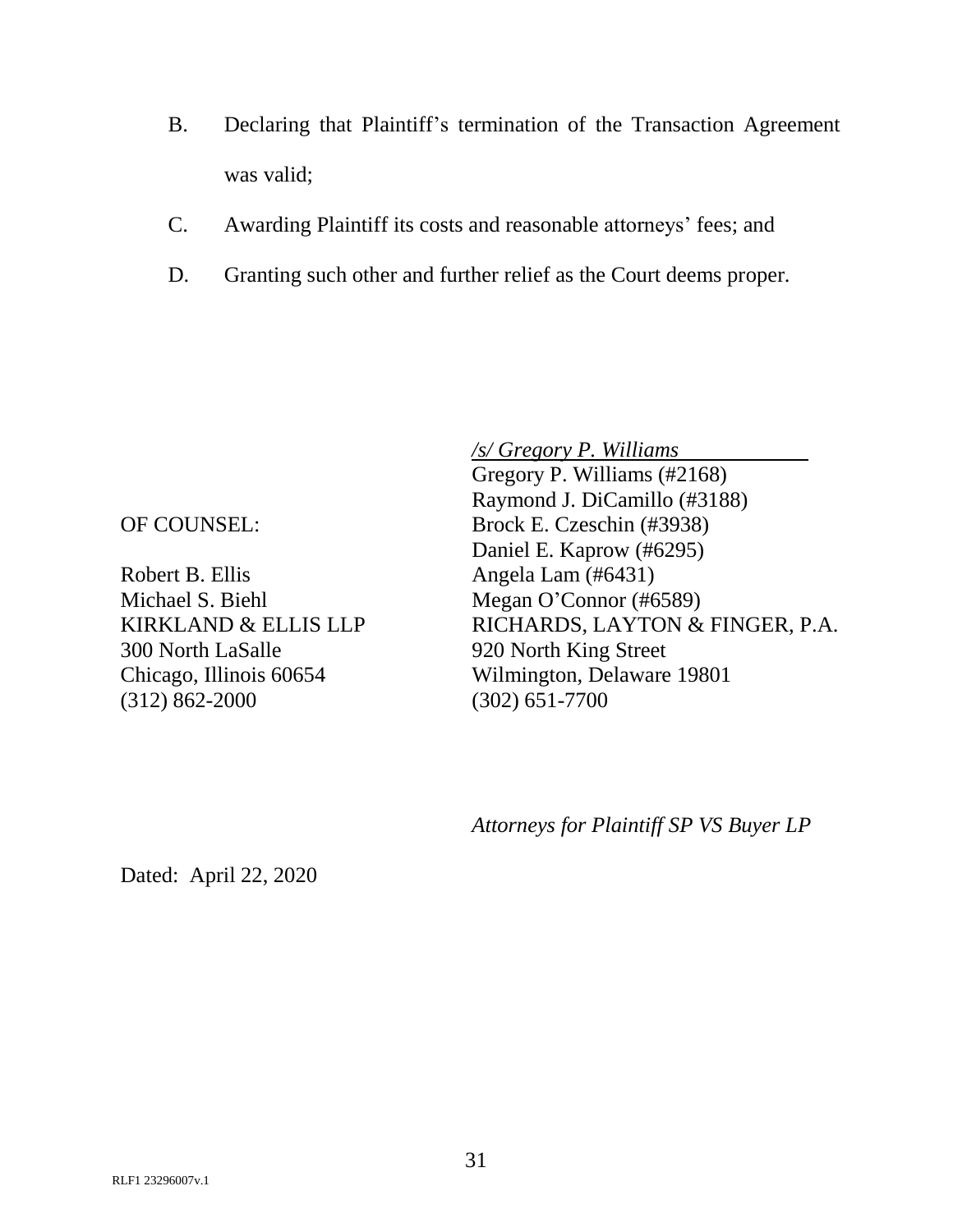B. Declaring that Plaintiff's termination of the Transaction Agreement was valid;

C. Awarding Plaintiff its costs and reasonable attorneys' fees; and

D. Granting such other and further relief as the Court deems proper.

*/s/ Gregory P. Williams*
Gregory P. Williams (#2168)
Raymond J. DiCamillo (#3188)
Brock E. Czeschin (#3938)
Daniel E. Kaprow (#6295)
Angela Lam (#6431)
Megan O'Connor (#6589)
RICHARDS, LAYTON & FINGER, P.A.
920 North King Street
Wilmington, Delaware 19801
(302) 651-7700

OF COUNSEL:

Robert B. Ellis
Michael S. Biehl
KIRKLAND & ELLIS LLP
300 North LaSalle
Chicago, Illinois 60654
(312) 862-2000

*Attorneys for Plaintiff SP VS Buyer LP*

Dated: April 22, 2020

RLF1 23296007v.1